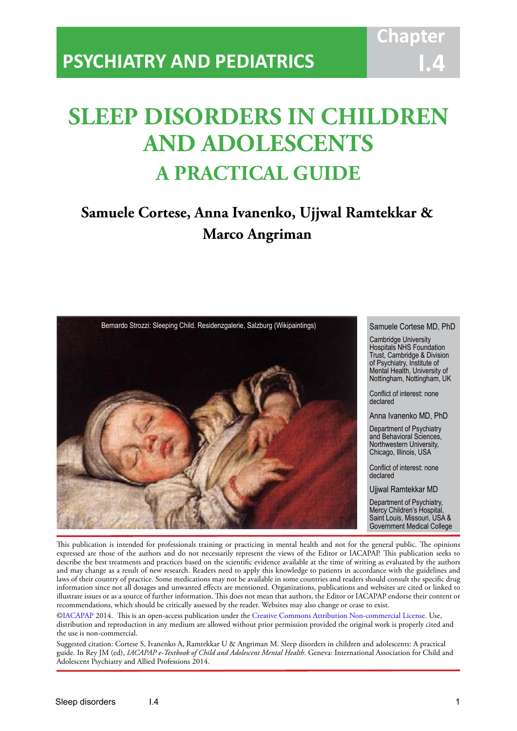PSYCHIATRY AND PEDIATRICS

Chapter I.4

# SLEEP DISORDERS IN CHILDREN AND ADOLESCENTS

## A PRACTICAL GUIDE

**Samuele Cortese, Anna Ivanenko, Ujjwal Ramtekkar & Marco Angriman**

Bernardo Strozzi: Sleeping Child. Residenzgalerie, Salzburg (Wikipaintings)

Samuele Cortese MD, PhD

Cambridge University Hospitals NHS Foundation Trust, Cambridge & Division of Psychiatry, Institute of Mental Health, University of Nottingham, Nottingham, UK

Conflict of interest: none declared

Anna Ivanenko MD, PhD

Department of Psychiatry and Behavioral Sciences, Northwestern University, Chicago, Illinois, USA

Conflict of interest: none declared

Ujjwal Ramtekkar MD

Department of Psychiatry, Mercy Children's Hospital, Saint Louis, Missouri, USA & Government Medical College

This publication is intended for professionals training or practicing in mental health and not for the general public. The opinions expressed are those of the authors and do not necessarily represent the views of the Editor or IACAPAP. This publication seeks to describe the best treatments and practices based on the scientific evidence available at the time of writing as evaluated by the authors and may change as a result of new research. Readers need to apply this knowledge to patients in accordance with the guidelines and laws of their country of practice. Some medications may not be available in some countries and readers should consult the specific drug information since not all dosages and unwanted effects are mentioned. Organizations, publications and websites are cited or linked to illustrate issues or as a source of further information. This does not mean that authors, the Editor or IACAPAP endorse their content or recommendations, which should be critically assessed by the reader. Websites may also change or cease to exist.

©IACAPAP 2014. This is an open-access publication under the Creative Commons Attribution Non-commercial License. Use, distribution and reproduction in any medium are allowed without prior permission provided the original work is properly cited and the use is non-commercial.

Suggested citation: Cortese S, Ivanenko A, Ramtekkar U & Angriman M. Sleep disorders in children and adolescents: A practical guide. In Rey JM (ed), *IACAPAP e-Textbook of Child and Adolescent Mental Health*. Geneva: International Association for Child and Adolescent Psychiatry and Allied Professions 2014.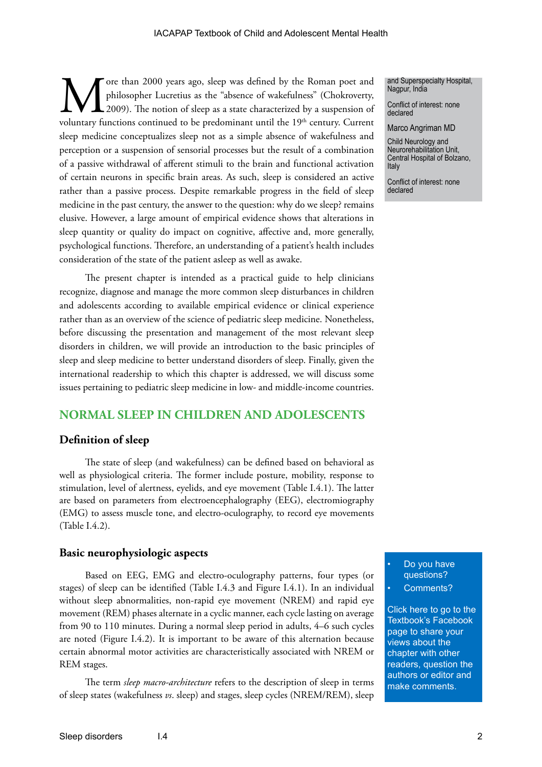More than 2000 years ago, sleep was defined by the Roman poet and philosopher Lucretius as the "absence of wakefulness" (Chokroverty, 2009). The notion of sleep as a state characterized by a suspension of voluntary functions continued to be predominant until the 19th century. Current sleep medicine conceptualizes sleep not as a simple absence of wakefulness and perception or a suspension of sensorial processes but the result of a combination of a passive withdrawal of afferent stimuli to the brain and functional activation of certain neurons in specific brain areas. As such, sleep is considered an active rather than a passive process. Despite remarkable progress in the field of sleep medicine in the past century, the answer to the question: why do we sleep? remains elusive. However, a large amount of empirical evidence shows that alterations in sleep quantity or quality do impact on cognitive, affective and, more generally, psychological functions. Therefore, an understanding of a patient's health includes consideration of the state of the patient asleep as well as awake.

The present chapter is intended as a practical guide to help clinicians recognize, diagnose and manage the more common sleep disturbances in children and adolescents according to available empirical evidence or clinical experience rather than as an overview of the science of pediatric sleep medicine. Nonetheless, before discussing the presentation and management of the most relevant sleep disorders in children, we will provide an introduction to the basic principles of sleep and sleep medicine to better understand disorders of sleep. Finally, given the international readership to which this chapter is addressed, we will discuss some issues pertaining to pediatric sleep medicine in low- and middle-income countries.

and Superspecialty Hospital, Nagpur, India

Conflict of interest: none declared

Marco Angriman MD

Child Neurology and Neurorehabilitation Unit, Central Hospital of Bolzano, Italy

Conflict of interest: none declared

## NORMAL SLEEP IN CHILDREN AND ADOLESCENTS

### Definition of sleep

The state of sleep (and wakefulness) can be defined based on behavioral as well as physiological criteria. The former include posture, mobility, response to stimulation, level of alertness, eyelids, and eye movement (Table I.4.1). The latter are based on parameters from electroencephalography (EEG), electromiography (EMG) to assess muscle tone, and electro-oculography, to record eye movements (Table I.4.2).

### Basic neurophysiologic aspects

Based on EEG, EMG and electro-oculography patterns, four types (or stages) of sleep can be identified (Table I.4.3 and Figure I.4.1). In an individual without sleep abnormalities, non-rapid eye movement (NREM) and rapid eye movement (REM) phases alternate in a cyclic manner, each cycle lasting on average from 90 to 110 minutes. During a normal sleep period in adults, 4–6 such cycles are noted (Figure I.4.2). It is important to be aware of this alternation because certain abnormal motor activities are characteristically associated with NREM or REM stages.

The term *sleep macro-architecture* refers to the description of sleep in terms of sleep states (wakefulness *vs*. sleep) and stages, sleep cycles (NREM/REM), sleep

- Do you have questions?
- Comments?

Click here to go to the Textbook's Facebook page to share your views about the chapter with other readers, question the authors or editor and make comments.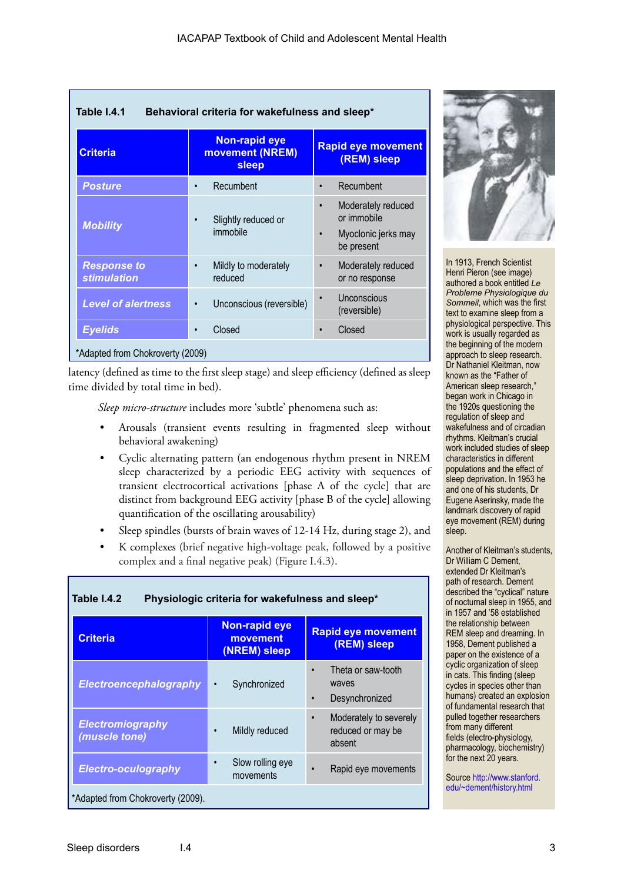**Table I.4.1 Behavioral criteria for wakefulness and sleep***

| Criteria | Non-rapid eye movement (NREM) sleep | Rapid eye movement (REM) sleep |
|---|---|---|
| ***Posture*** | • Recumbent | • Recumbent |
| ***Mobility*** | • Slightly reduced or immobile | • Moderately reduced or immobile<br>• Myoclonic jerks may be present |
| ***Response to stimulation*** | • Mildly to moderately reduced | • Moderately reduced or no response |
| ***Level of alertness*** | • Unconscious (reversible) | • Unconscious (reversible) |
| ***Eyelids*** | • Closed | • Closed |

*Adapted from Chokroverty (2009)

latency (defined as time to the first sleep stage) and sleep efficiency (defined as sleep time divided by total time in bed).

*Sleep micro-structure* includes more 'subtle' phenomena such as:

- Arousals (transient events resulting in fragmented sleep without behavioral awakening)
- Cyclic alternating pattern (an endogenous rhythm present in NREM sleep characterized by a periodic EEG activity with sequences of transient electrocortical activations [phase A of the cycle] that are distinct from background EEG activity [phase B of the cycle] allowing quantification of the oscillating arousability)
- Sleep spindles (bursts of brain waves of 12-14 Hz, during stage 2), and
- K complexes (brief negative high-voltage peak, followed by a positive complex and a final negative peak) (Figure I.4.3).

**Table I.4.2 Physiologic criteria for wakefulness and sleep***

| Criteria | Non-rapid eye movement (NREM) sleep | Rapid eye movement (REM) sleep |
|---|---|---|
| ***Electroencephalography*** | • Synchronized | • Theta or saw-tooth waves<br>• Desynchronized |
| ***Electromiography (muscle tone)*** | • Mildly reduced | • Moderately to severely reduced or may be absent |
| ***Electro-oculography*** | • Slow rolling eye movements | • Rapid eye movements |

*Adapted from Chokroverty (2009).

In 1913, French Scientist Henri Pieron (see image) authored a book entitled *Le Probleme Physiologique du Sommeil*, which was the first text to examine sleep from a physiological perspective. This work is usually regarded as the beginning of the modern approach to sleep research. Dr Nathaniel Kleitman, now known as the "Father of American sleep research," began work in Chicago in the 1920s questioning the regulation of sleep and wakefulness and of circadian rhythms. Kleitman's crucial work included studies of sleep characteristics in different populations and the effect of sleep deprivation. In 1953 he and one of his students, Dr Eugene Aserinsky, made the landmark discovery of rapid eye movement (REM) during sleep.

Another of Kleitman's students, Dr William C Dement, extended Dr Kleitman's path of research. Dement described the "cyclical" nature of nocturnal sleep in 1955, and in 1957 and '58 established the relationship between REM sleep and dreaming. In 1958, Dement published a paper on the existence of a cyclic organization of sleep in cats. This finding (sleep cycles in species other than humans) created an explosion of fundamental research that pulled together researchers from many different fields (electro-physiology, pharmacology, biochemistry) for the next 20 years.

Source http://www.stanford.edu/~dement/history.html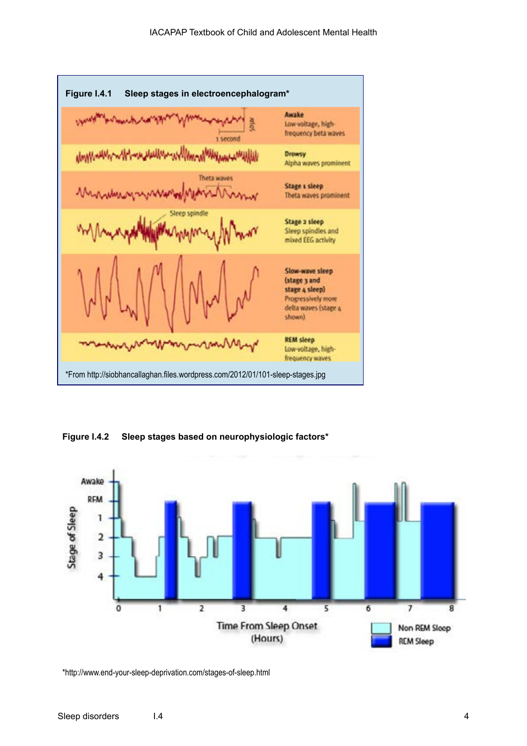**Figure I.4.1 Sleep stages in electroencephalogram***

| | |
|---|---|
| Awake | Low-voltage, high-frequency beta waves |
| Drowsy | Alpha waves prominent |
| Stage 1 sleep | Theta waves prominent |
| Stage 2 sleep | Sleep spindles and mixed EEG activity |
| Slow-wave sleep (stage 3 and stage 4 sleep) | Progressively more delta waves (stage 4 shown) |
| REM sleep | Low-voltage, high-frequency waves |

*From http://siobhancallaghan.files.wordpress.com/2012/01/101-sleep-stages.jpg

**Figure I.4.2 Sleep stages based on neurophysiologic factors***

*http://www.end-your-sleep-deprivation.com/stages-of-sleep.html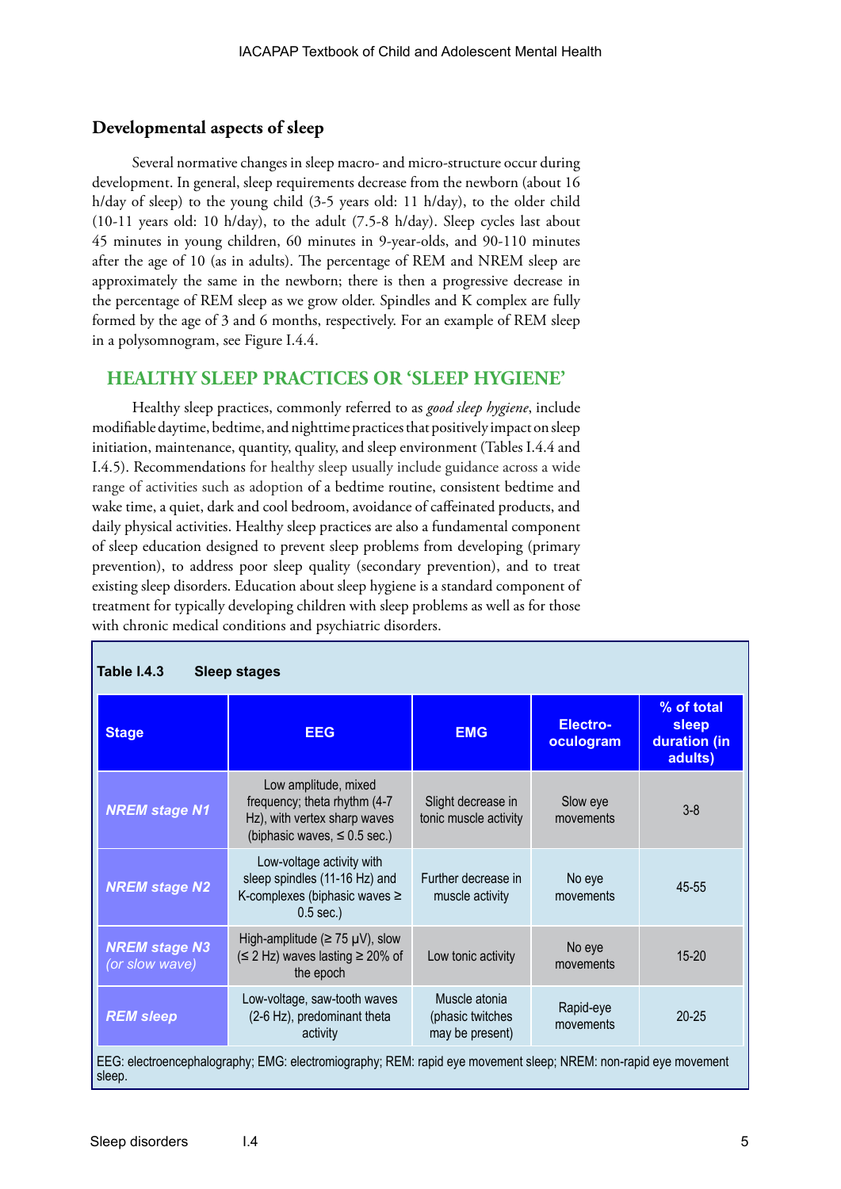### Developmental aspects of sleep

Several normative changes in sleep macro- and micro-structure occur during development. In general, sleep requirements decrease from the newborn (about 16 h/day of sleep) to the young child (3-5 years old: 11 h/day), to the older child (10-11 years old: 10 h/day), to the adult (7.5-8 h/day). Sleep cycles last about 45 minutes in young children, 60 minutes in 9-year-olds, and 90-110 minutes after the age of 10 (as in adults). The percentage of REM and NREM sleep are approximately the same in the newborn; there is then a progressive decrease in the percentage of REM sleep as we grow older. Spindles and K complex are fully formed by the age of 3 and 6 months, respectively. For an example of REM sleep in a polysomnogram, see Figure I.4.4.

## HEALTHY SLEEP PRACTICES OR 'SLEEP HYGIENE'

Healthy sleep practices, commonly referred to as *good sleep hygiene*, include modifiable daytime, bedtime, and nighttime practices that positively impact on sleep initiation, maintenance, quantity, quality, and sleep environment (Tables I.4.4 and I.4.5). Recommendations for healthy sleep usually include guidance across a wide range of activities such as adoption of a bedtime routine, consistent bedtime and wake time, a quiet, dark and cool bedroom, avoidance of caffeinated products, and daily physical activities. Healthy sleep practices are also a fundamental component of sleep education designed to prevent sleep problems from developing (primary prevention), to address poor sleep quality (secondary prevention), and to treat existing sleep disorders. Education about sleep hygiene is a standard component of treatment for typically developing children with sleep problems as well as for those with chronic medical conditions and psychiatric disorders.

**Table I.4.3 Sleep stages**

| Stage | EEG | EMG | Electro-oculogram | % of total sleep duration (in adults) |
|---|---|---|---|---|
| *NREM stage N1* | Low amplitude, mixed frequency; theta rhythm (4-7 Hz), with vertex sharp waves (biphasic waves, ≤ 0.5 sec.) | Slight decrease in tonic muscle activity | Slow eye movements | 3-8 |
| *NREM stage N2* | Low-voltage activity with sleep spindles (11-16 Hz) and K-complexes (biphasic waves ≥ 0.5 sec.) | Further decrease in muscle activity | No eye movements | 45-55 |
| *NREM stage N3 (or slow wave)* | High-amplitude (≥ 75 µV), slow (≤ 2 Hz) waves lasting ≥ 20% of the epoch | Low tonic activity | No eye movements | 15-20 |
| *REM sleep* | Low-voltage, saw-tooth waves (2-6 Hz), predominant theta activity | Muscle atonia (phasic twitches may be present) | Rapid-eye movements | 20-25 |

EEG: electroencephalography; EMG: electromiography; REM: rapid eye movement sleep; NREM: non-rapid eye movement sleep.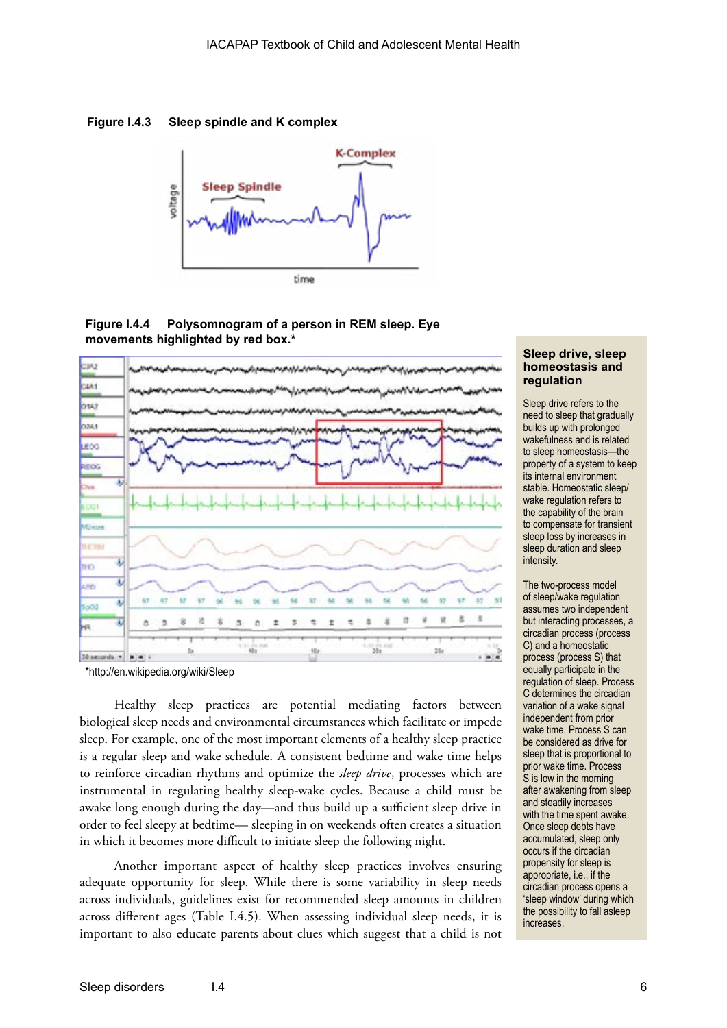**Figure I.4.3 Sleep spindle and K complex**

**Figure I.4.4 Polysomnogram of a person in REM sleep. Eye movements highlighted by red box.***

*http://en.wikipedia.org/wiki/Sleep

Healthy sleep practices are potential mediating factors between biological sleep needs and environmental circumstances which facilitate or impede sleep. For example, one of the most important elements of a healthy sleep practice is a regular sleep and wake schedule. A consistent bedtime and wake time helps to reinforce circadian rhythms and optimize the *sleep drive*, processes which are instrumental in regulating healthy sleep-wake cycles. Because a child must be awake long enough during the day—and thus build up a sufficient sleep drive in order to feel sleepy at bedtime— sleeping in on weekends often creates a situation in which it becomes more difficult to initiate sleep the following night.

Another important aspect of healthy sleep practices involves ensuring adequate opportunity for sleep. While there is some variability in sleep needs across individuals, guidelines exist for recommended sleep amounts in children across different ages (Table I.4.5). When assessing individual sleep needs, it is important to also educate parents about clues which suggest that a child is not

### Sleep drive, sleep homeostasis and regulation

Sleep drive refers to the need to sleep that gradually builds up with prolonged wakefulness and is related to sleep homeostasis—the property of a system to keep its internal environment stable. Homeostatic sleep/wake regulation refers to the capability of the brain to compensate for transient sleep loss by increases in sleep duration and sleep intensity.

The two-process model of sleep/wake regulation assumes two independent but interacting processes, a circadian process (process C) and a homeostatic process (process S) that equally participate in the regulation of sleep. Process C determines the circadian variation of a wake signal independent from prior wake time. Process S can be considered as drive for sleep that is proportional to prior wake time. Process S is low in the morning after awakening from sleep and steadily increases with the time spent awake. Once sleep debts have accumulated, sleep only occurs if the circadian propensity for sleep is appropriate, i.e., if the circadian process opens a 'sleep window' during which the possibility to fall asleep increases.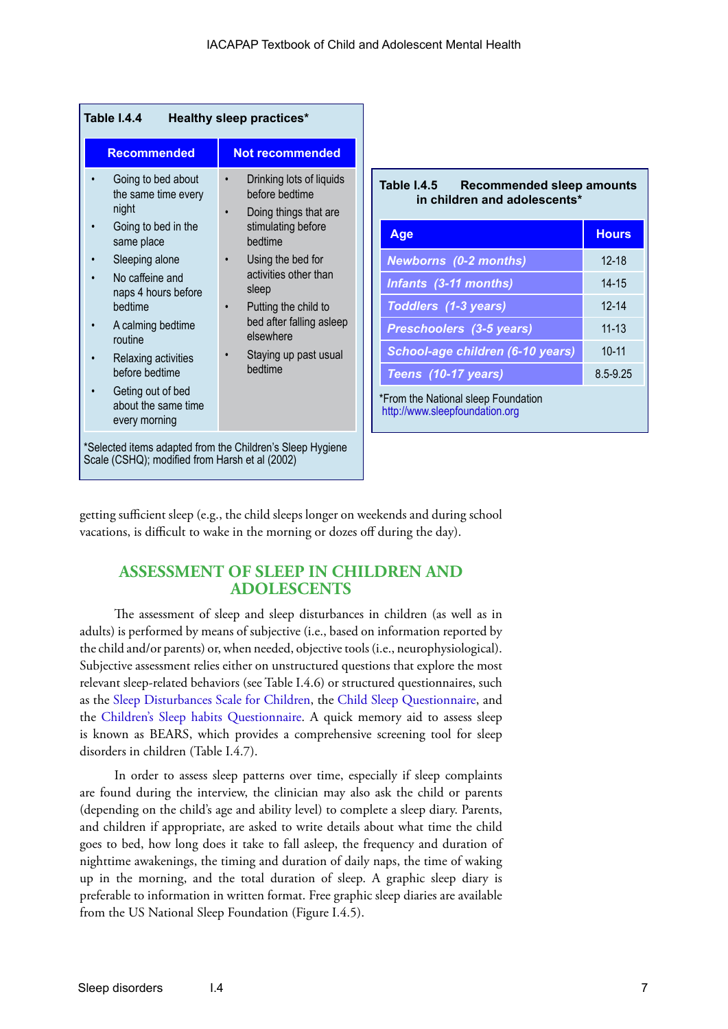**Table I.4.4 Healthy sleep practices***

| Recommended | Not recommended |
|---|---|
| • Going to bed about the same time every night<br>• Going to bed in the same place<br>• Sleeping alone<br>• No caffeine and naps 4 hours before bedtime<br>• A calming bedtime routine<br>• Relaxing activities before bedtime<br>• Geting out of bed about the same time every morning | • Drinking lots of liquids before bedtime<br>• Doing things that are stimulating before bedtime<br>• Using the bed for activities other than sleep<br>• Putting the child to bed after falling asleep elsewhere<br>• Staying up past usual bedtime |

*Selected items adapted from the Children's Sleep Hygiene Scale (CSHQ); modified from Harsh et al (2002)

**Table I.4.5 Recommended sleep amounts in children and adolescents***

| Age | Hours |
|---|---|
| *Newborns (0-2 months)* | 12-18 |
| *Infants (3-11 months)* | 14-15 |
| *Toddlers (1-3 years)* | 12-14 |
| *Preschoolers (3-5 years)* | 11-13 |
| *School-age children (6-10 years)* | 10-11 |
| *Teens (10-17 years)* | 8.5-9.25 |

*From the National sleep Foundation http://www.sleepfoundation.org

getting sufficient sleep (e.g., the child sleeps longer on weekends and during school vacations, is difficult to wake in the morning or dozes off during the day).

## ASSESSMENT OF SLEEP IN CHILDREN AND ADOLESCENTS

The assessment of sleep and sleep disturbances in children (as well as in adults) is performed by means of subjective (i.e., based on information reported by the child and/or parents) or, when needed, objective tools (i.e., neurophysiological). Subjective assessment relies either on unstructured questions that explore the most relevant sleep-related behaviors (see Table I.4.6) or structured questionnaires, such as the Sleep Disturbances Scale for Children, the Child Sleep Questionnaire, and the Children's Sleep habits Questionnaire. A quick memory aid to assess sleep is known as BEARS, which provides a comprehensive screening tool for sleep disorders in children (Table I.4.7).

In order to assess sleep patterns over time, especially if sleep complaints are found during the interview, the clinician may also ask the child or parents (depending on the child's age and ability level) to complete a sleep diary. Parents, and children if appropriate, are asked to write details about what time the child goes to bed, how long does it take to fall asleep, the frequency and duration of nighttime awakenings, the timing and duration of daily naps, the time of waking up in the morning, and the total duration of sleep. A graphic sleep diary is preferable to information in written format. Free graphic sleep diaries are available from the US National Sleep Foundation (Figure I.4.5).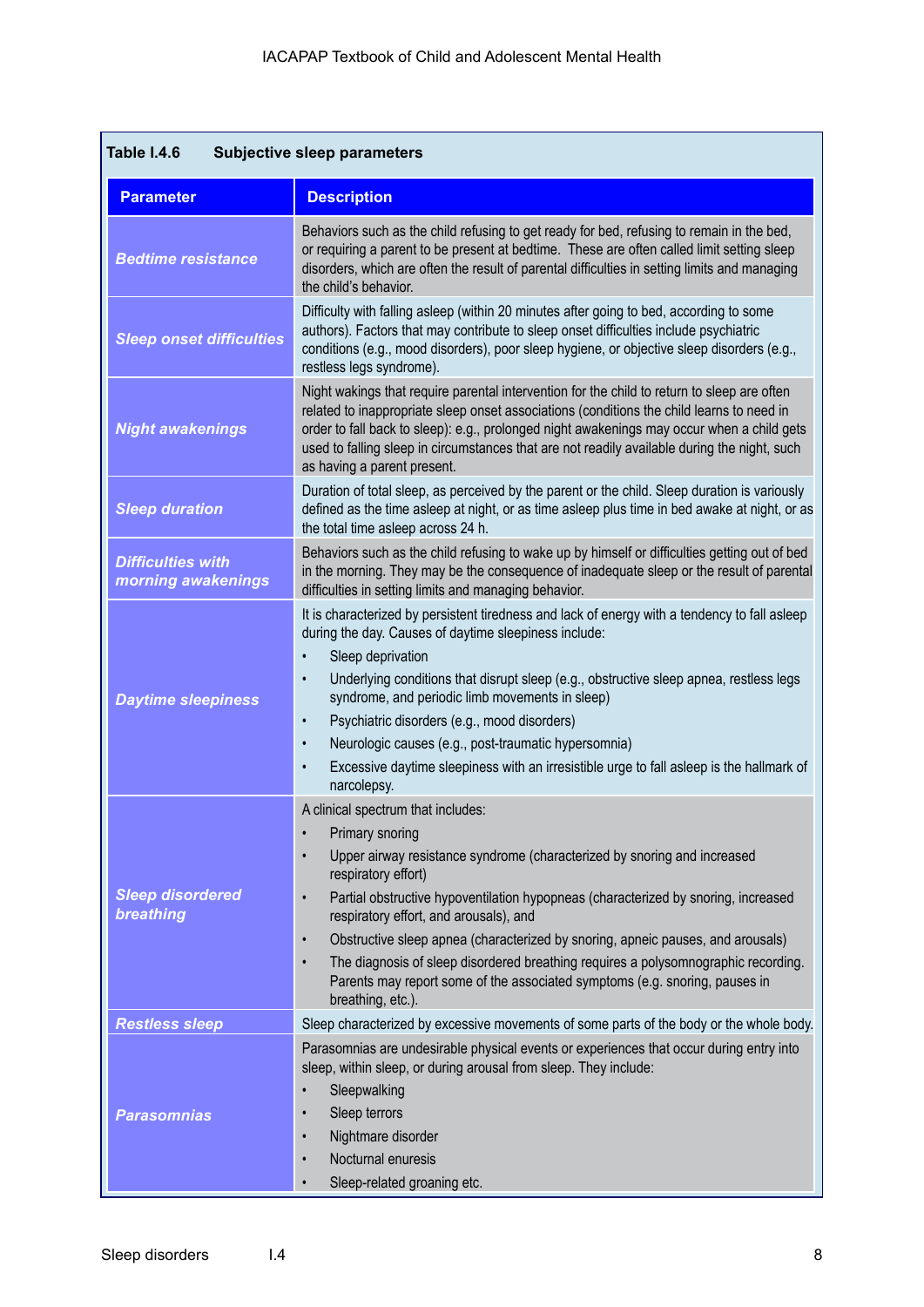**Table I.4.6 Subjective sleep parameters**

| Parameter | Description |
|---|---|
| ***Bedtime resistance*** | Behaviors such as the child refusing to get ready for bed, refusing to remain in the bed, or requiring a parent to be present at bedtime. These are often called limit setting sleep disorders, which are often the result of parental difficulties in setting limits and managing the child's behavior. |
| ***Sleep onset difficulties*** | Difficulty with falling asleep (within 20 minutes after going to bed, according to some authors). Factors that may contribute to sleep onset difficulties include psychiatric conditions (e.g., mood disorders), poor sleep hygiene, or objective sleep disorders (e.g., restless legs syndrome). |
| ***Night awakenings*** | Night wakings that require parental intervention for the child to return to sleep are often related to inappropriate sleep onset associations (conditions the child learns to need in order to fall back to sleep): e.g., prolonged night awakenings may occur when a child gets used to falling sleep in circumstances that are not readily available during the night, such as having a parent present. |
| ***Sleep duration*** | Duration of total sleep, as perceived by the parent or the child. Sleep duration is variously defined as the time asleep at night, or as time asleep plus time in bed awake at night, or as the total time asleep across 24 h. |
| ***Difficulties with morning awakenings*** | Behaviors such as the child refusing to wake up by himself or difficulties getting out of bed in the morning. They may be the consequence of inadequate sleep or the result of parental difficulties in setting limits and managing behavior. |
| ***Daytime sleepiness*** | It is characterized by persistent tiredness and lack of energy with a tendency to fall asleep during the day. Causes of daytime sleepiness include:<br>• Sleep deprivation<br>• Underlying conditions that disrupt sleep (e.g., obstructive sleep apnea, restless legs syndrome, and periodic limb movements in sleep)<br>• Psychiatric disorders (e.g., mood disorders)<br>• Neurologic causes (e.g., post-traumatic hypersomnia)<br>• Excessive daytime sleepiness with an irresistible urge to fall asleep is the hallmark of narcolepsy. |
| ***Sleep disordered breathing*** | A clinical spectrum that includes:<br>• Primary snoring<br>• Upper airway resistance syndrome (characterized by snoring and increased respiratory effort)<br>• Partial obstructive hypoventilation hypopneas (characterized by snoring, increased respiratory effort, and arousals), and<br>• Obstructive sleep apnea (characterized by snoring, apneic pauses, and arousals)<br>• The diagnosis of sleep disordered breathing requires a polysomnographic recording. Parents may report some of the associated symptoms (e.g. snoring, pauses in breathing, etc.). |
| ***Restless sleep*** | Sleep characterized by excessive movements of some parts of the body or the whole body. |
| ***Parasomnias*** | Parasomnias are undesirable physical events or experiences that occur during entry into sleep, within sleep, or during arousal from sleep. They include:<br>• Sleepwalking<br>• Sleep terrors<br>• Nightmare disorder<br>• Nocturnal enuresis<br>• Sleep-related groaning etc. |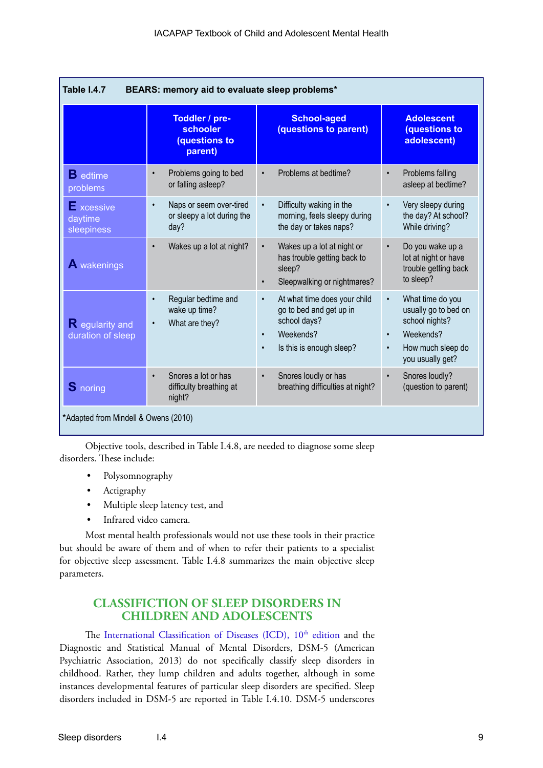**Table I.4.7 BEARS: memory aid to evaluate sleep problems***

| | Toddler / pre-schooler (questions to parent) | School-aged (questions to parent) | Adolescent (questions to adolescent) |
|---|---|---|---|
| **B** edtime problems | • Problems going to bed or falling asleep? | • Problems at bedtime? | • Problems falling asleep at bedtime? |
| **E** xcessive daytime sleepiness | • Naps or seem over-tired or sleepy a lot during the day? | • Difficulty waking in the morning, feels sleepy during the day or takes naps? | • Very sleepy during the day? At school? While driving? |
| **A** wakenings | • Wakes up a lot at night? | • Wakes up a lot at night or has trouble getting back to sleep?<br>• Sleepwalking or nightmares? | • Do you wake up a lot at night or have trouble getting back to sleep? |
| **R** egularity and duration of sleep | • Regular bedtime and wake up time?<br>• What are they? | • At what time does your child go to bed and get up in school days?<br>• Weekends?<br>• Is this is enough sleep? | • What time do you usually go to bed on school nights?<br>• Weekends?<br>• How much sleep do you usually get? |
| **S** noring | • Snores a lot or has difficulty breathing at night? | • Snores loudly or has breathing difficulties at night? | • Snores loudly? (question to parent) |

*Adapted from Mindell & Owens (2010)

Objective tools, described in Table I.4.8, are needed to diagnose some sleep disorders. These include:

- Polysomnography
- Actigraphy
- Multiple sleep latency test, and
- Infrared video camera.

Most mental health professionals would not use these tools in their practice but should be aware of them and of when to refer their patients to a specialist for objective sleep assessment. Table I.4.8 summarizes the main objective sleep parameters.

## CLASSIFICTION OF SLEEP DISORDERS IN CHILDREN AND ADOLESCENTS

The International Classification of Diseases (ICD), 10th edition and the Diagnostic and Statistical Manual of Mental Disorders, DSM-5 (American Psychiatric Association, 2013) do not specifically classify sleep disorders in childhood. Rather, they lump children and adults together, although in some instances developmental features of particular sleep disorders are specified. Sleep disorders included in DSM-5 are reported in Table I.4.10. DSM-5 underscores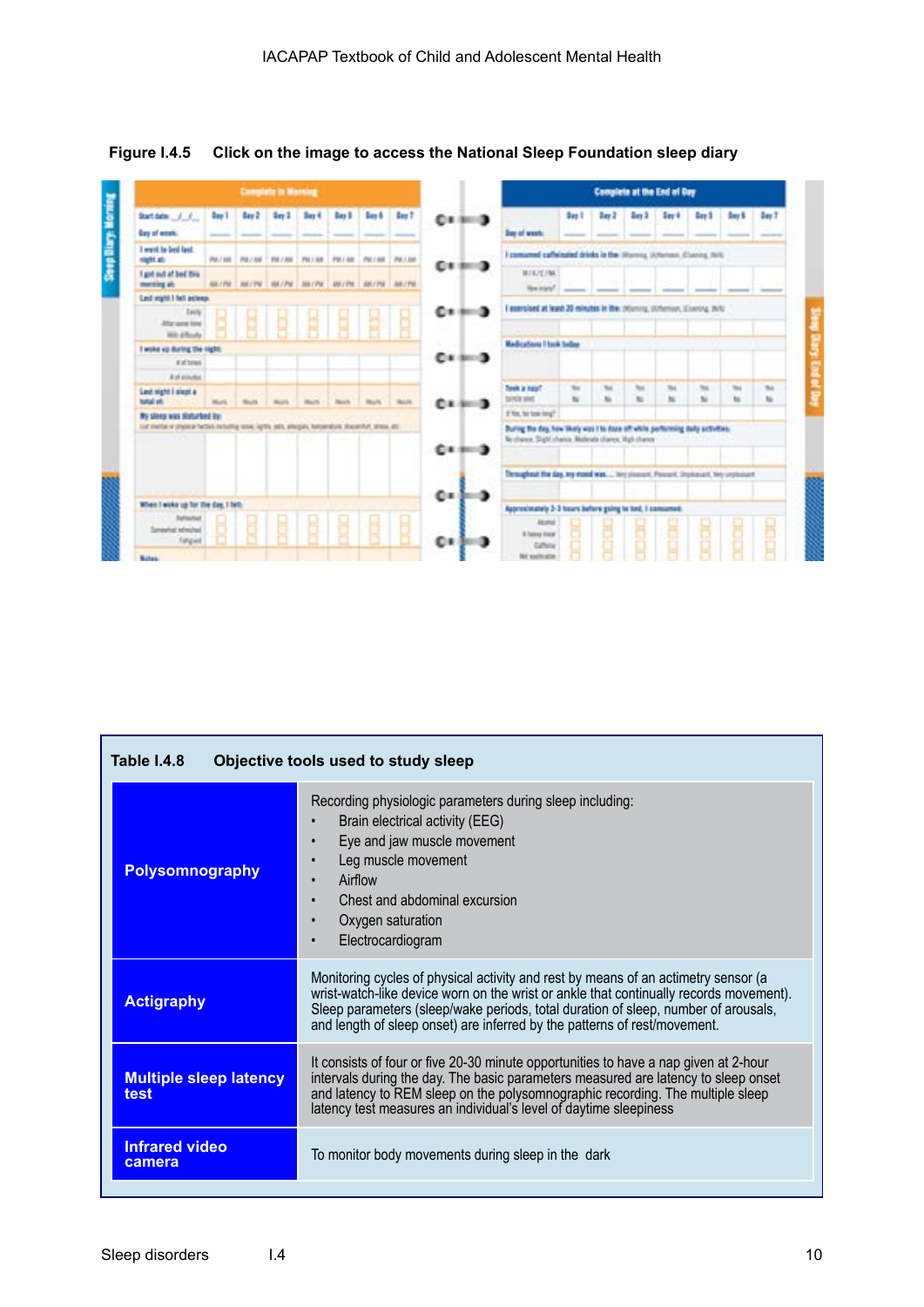**Figure I.4.5 Click on the image to access the National Sleep Foundation sleep diary**

**Table I.4.8 Objective tools used to study sleep**

| | |
|---|---|
| **Polysomnography** | Recording physiologic parameters during sleep including:<br>• Brain electrical activity (EEG)<br>• Eye and jaw muscle movement<br>• Leg muscle movement<br>• Airflow<br>• Chest and abdominal excursion<br>• Oxygen saturation<br>• Electrocardiogram |
| **Actigraphy** | Monitoring cycles of physical activity and rest by means of an actimetry sensor (a wrist-watch-like device worn on the wrist or ankle that continually records movement). Sleep parameters (sleep/wake periods, total duration of sleep, number of arousals, and length of sleep onset) are inferred by the patterns of rest/movement. |
| **Multiple sleep latency test** | It consists of four or five 20-30 minute opportunities to have a nap given at 2-hour intervals during the day. The basic parameters measured are latency to sleep onset and latency to REM sleep on the polysomnographic recording. The multiple sleep latency test measures an individual's level of daytime sleepiness |
| **Infrared video camera** | To monitor body movements during sleep in the dark |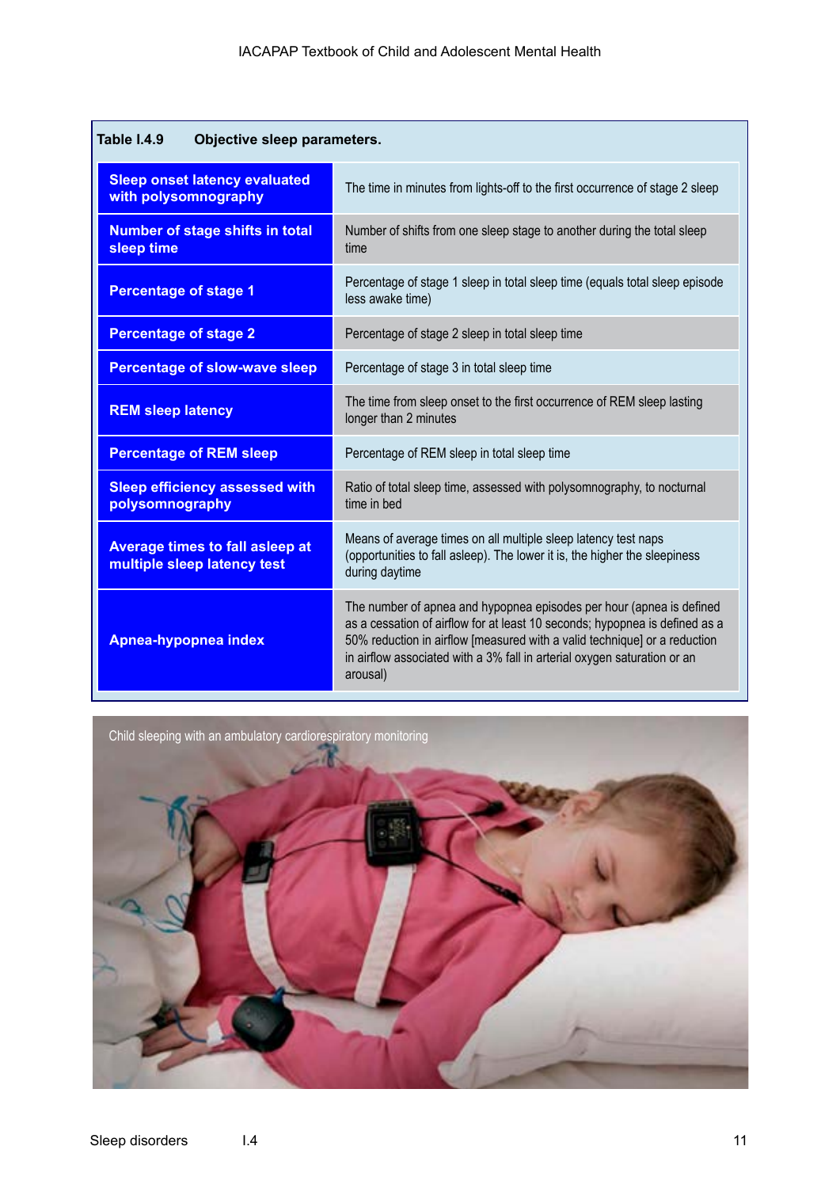**Table I.4.9 Objective sleep parameters.**

| Parameter | Definition |
|---|---|
| **Sleep onset latency evaluated with polysomnography** | The time in minutes from lights-off to the first occurrence of stage 2 sleep |
| **Number of stage shifts in total sleep time** | Number of shifts from one sleep stage to another during the total sleep time |
| **Percentage of stage 1** | Percentage of stage 1 sleep in total sleep time (equals total sleep episode less awake time) |
| **Percentage of stage 2** | Percentage of stage 2 sleep in total sleep time |
| **Percentage of slow-wave sleep** | Percentage of stage 3 in total sleep time |
| **REM sleep latency** | The time from sleep onset to the first occurrence of REM sleep lasting longer than 2 minutes |
| **Percentage of REM sleep** | Percentage of REM sleep in total sleep time |
| **Sleep efficiency assessed with polysomnography** | Ratio of total sleep time, assessed with polysomnography, to nocturnal time in bed |
| **Average times to fall asleep at multiple sleep latency test** | Means of average times on all multiple sleep latency test naps (opportunities to fall asleep). The lower it is, the higher the sleepiness during daytime |
| **Apnea-hypopnea index** | The number of apnea and hypopnea episodes per hour (apnea is defined as a cessation of airflow for at least 10 seconds; hypopnea is defined as a 50% reduction in airflow [measured with a valid technique] or a reduction in airflow associated with a 3% fall in arterial oxygen saturation or an arousal) |

Child sleeping with an ambulatory cardiorespiratory monitoring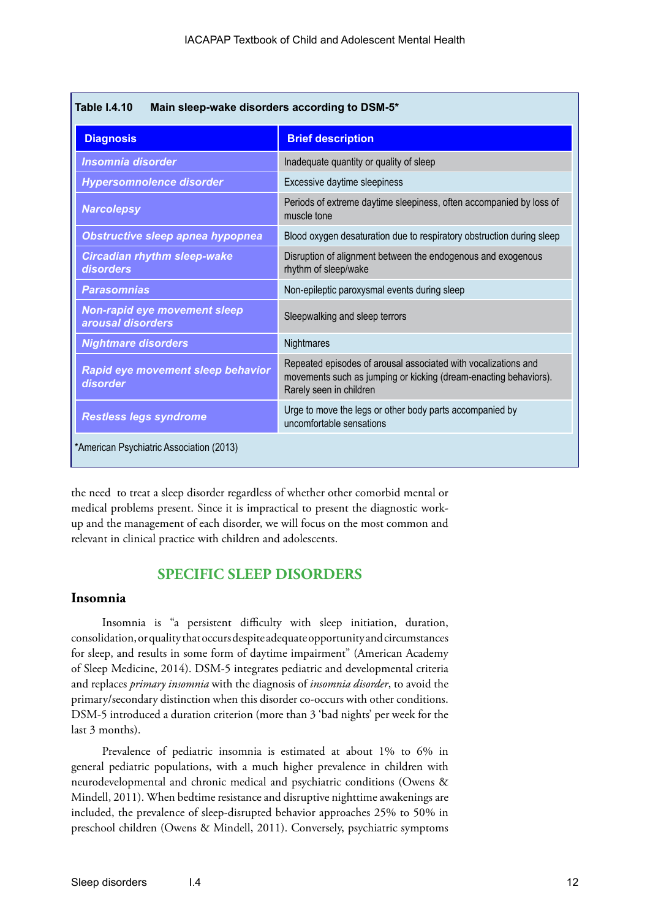**Table I.4.10 Main sleep-wake disorders according to DSM-5***

| Diagnosis | Brief description |
|---|---|
| *Insomnia disorder* | Inadequate quantity or quality of sleep |
| *Hypersomnolence disorder* | Excessive daytime sleepiness |
| *Narcolepsy* | Periods of extreme daytime sleepiness, often accompanied by loss of muscle tone |
| *Obstructive sleep apnea hypopnea* | Blood oxygen desaturation due to respiratory obstruction during sleep |
| *Circadian rhythm sleep-wake disorders* | Disruption of alignment between the endogenous and exogenous rhythm of sleep/wake |
| *Parasomnias* | Non-epileptic paroxysmal events during sleep |
| *Non-rapid eye movement sleep arousal disorders* | Sleepwalking and sleep terrors |
| *Nightmare disorders* | Nightmares |
| *Rapid eye movement sleep behavior disorder* | Repeated episodes of arousal associated with vocalizations and movements such as jumping or kicking (dream-enacting behaviors). Rarely seen in children |
| *Restless legs syndrome* | Urge to move the legs or other body parts accompanied by uncomfortable sensations |

*American Psychiatric Association (2013)

the need to treat a sleep disorder regardless of whether other comorbid mental or medical problems present. Since it is impractical to present the diagnostic work-up and the management of each disorder, we will focus on the most common and relevant in clinical practice with children and adolescents.

## SPECIFIC SLEEP DISORDERS

### Insomnia

Insomnia is "a persistent difficulty with sleep initiation, duration, consolidation, or quality that occurs despite adequate opportunity and circumstances for sleep, and results in some form of daytime impairment" (American Academy of Sleep Medicine, 2014). DSM-5 integrates pediatric and developmental criteria and replaces *primary insomnia* with the diagnosis of *insomnia disorder*, to avoid the primary/secondary distinction when this disorder co-occurs with other conditions. DSM-5 introduced a duration criterion (more than 3 'bad nights' per week for the last 3 months).

Prevalence of pediatric insomnia is estimated at about 1% to 6% in general pediatric populations, with a much higher prevalence in children with neurodevelopmental and chronic medical and psychiatric conditions (Owens & Mindell, 2011). When bedtime resistance and disruptive nighttime awakenings are included, the prevalence of sleep-disrupted behavior approaches 25% to 50% in preschool children (Owens & Mindell, 2011). Conversely, psychiatric symptoms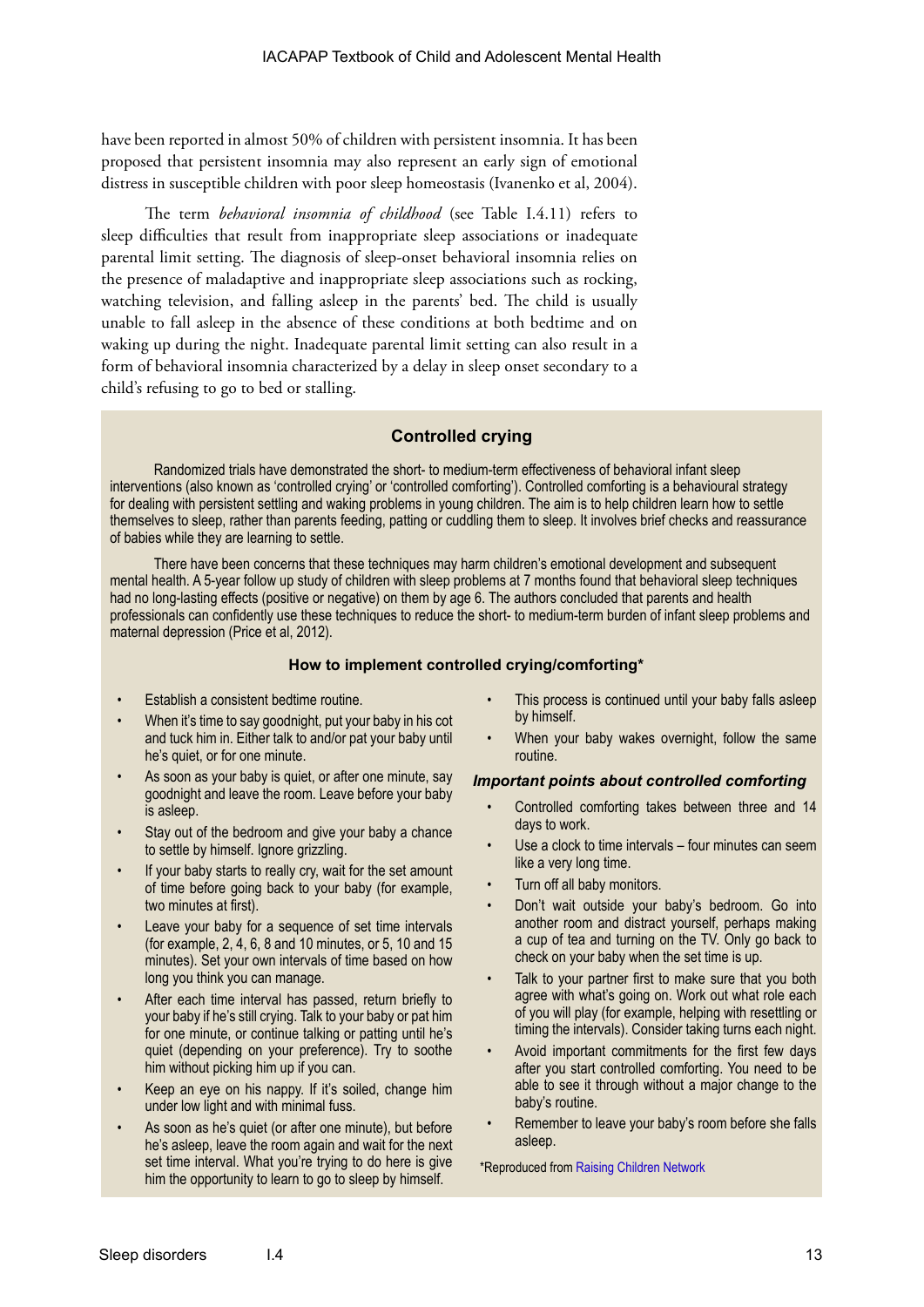have been reported in almost 50% of children with persistent insomnia. It has been proposed that persistent insomnia may also represent an early sign of emotional distress in susceptible children with poor sleep homeostasis (Ivanenko et al, 2004).

The term *behavioral insomnia of childhood* (see Table I.4.11) refers to sleep difficulties that result from inappropriate sleep associations or inadequate parental limit setting. The diagnosis of sleep-onset behavioral insomnia relies on the presence of maladaptive and inappropriate sleep associations such as rocking, watching television, and falling asleep in the parents' bed. The child is usually unable to fall asleep in the absence of these conditions at both bedtime and on waking up during the night. Inadequate parental limit setting can also result in a form of behavioral insomnia characterized by a delay in sleep onset secondary to a child's refusing to go to bed or stalling.

## Controlled crying

Randomized trials have demonstrated the short- to medium-term effectiveness of behavioral infant sleep interventions (also known as 'controlled crying' or 'controlled comforting'). Controlled comforting is a behavioural strategy for dealing with persistent settling and waking problems in young children. The aim is to help children learn how to settle themselves to sleep, rather than parents feeding, patting or cuddling them to sleep. It involves brief checks and reassurance of babies while they are learning to settle.

There have been concerns that these techniques may harm children's emotional development and subsequent mental health. A 5-year follow up study of children with sleep problems at 7 months found that behavioral sleep techniques had no long-lasting effects (positive or negative) on them by age 6. The authors concluded that parents and health professionals can confidently use these techniques to reduce the short- to medium-term burden of infant sleep problems and maternal depression (Price et al, 2012).

### How to implement controlled crying/comforting*

- Establish a consistent bedtime routine.
- When it's time to say goodnight, put your baby in his cot and tuck him in. Either talk to and/or pat your baby until he's quiet, or for one minute.
- As soon as your baby is quiet, or after one minute, say goodnight and leave the room. Leave before your baby is asleep.
- Stay out of the bedroom and give your baby a chance to settle by himself. Ignore grizzling.
- If your baby starts to really cry, wait for the set amount of time before going back to your baby (for example, two minutes at first).
- Leave your baby for a sequence of set time intervals (for example, 2, 4, 6, 8 and 10 minutes, or 5, 10 and 15 minutes). Set your own intervals of time based on how long you think you can manage.
- After each time interval has passed, return briefly to your baby if he's still crying. Talk to your baby or pat him for one minute, or continue talking or patting until he's quiet (depending on your preference). Try to soothe him without picking him up if you can.
- Keep an eye on his nappy. If it's soiled, change him under low light and with minimal fuss.
- As soon as he's quiet (or after one minute), but before he's asleep, leave the room again and wait for the next set time interval. What you're trying to do here is give him the opportunity to learn to go to sleep by himself.
- This process is continued until your baby falls asleep by himself.
- When your baby wakes overnight, follow the same routine.

#### *Important points about controlled comforting*

- Controlled comforting takes between three and 14 days to work.
- Use a clock to time intervals – four minutes can seem like a very long time.
- Turn off all baby monitors.
- Don't wait outside your baby's bedroom. Go into another room and distract yourself, perhaps making a cup of tea and turning on the TV. Only go back to check on your baby when the set time is up.
- Talk to your partner first to make sure that you both agree with what's going on. Work out what role each of you will play (for example, helping with resettling or timing the intervals). Consider taking turns each night.
- Avoid important commitments for the first few days after you start controlled comforting. You need to be able to see it through without a major change to the baby's routine.
- Remember to leave your baby's room before she falls asleep.

*Reproduced from Raising Children Network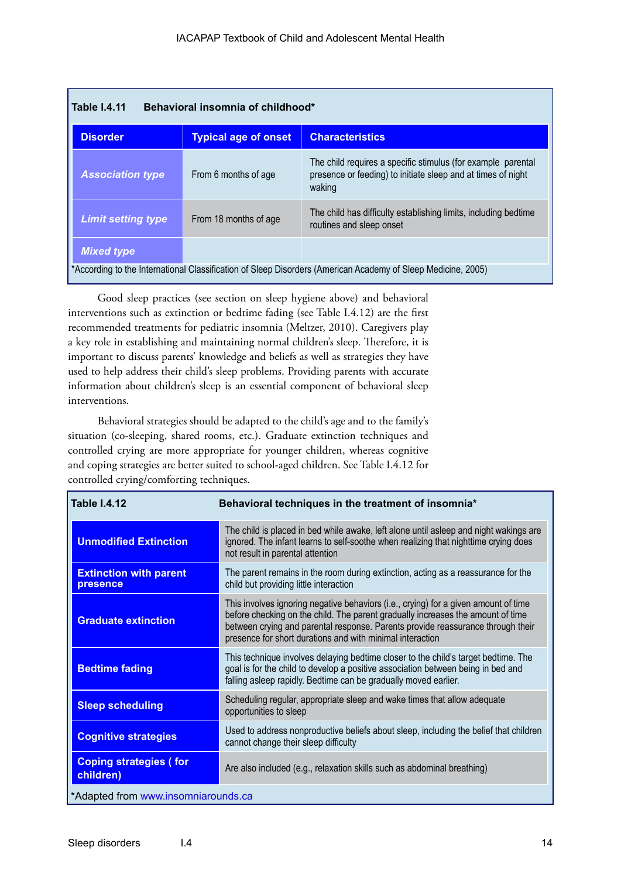**Table I.4.11 Behavioral insomnia of childhood***

| Disorder | Typical age of onset | Characteristics |
|---|---|---|
| ***Association type*** | From 6 months of age | The child requires a specific stimulus (for example parental presence or feeding) to initiate sleep and at times of night waking |
| ***Limit setting type*** | From 18 months of age | The child has difficulty establishing limits, including bedtime routines and sleep onset |
| ***Mixed type*** | | |

*According to the International Classification of Sleep Disorders (American Academy of Sleep Medicine, 2005)

Good sleep practices (see section on sleep hygiene above) and behavioral interventions such as extinction or bedtime fading (see Table I.4.12) are the first recommended treatments for pediatric insomnia (Meltzer, 2010). Caregivers play a key role in establishing and maintaining normal children's sleep. Therefore, it is important to discuss parents' knowledge and beliefs as well as strategies they have used to help address their child's sleep problems. Providing parents with accurate information about children's sleep is an essential component of behavioral sleep interventions.

Behavioral strategies should be adapted to the child's age and to the family's situation (co-sleeping, shared rooms, etc.). Graduate extinction techniques and controlled crying are more appropriate for younger children, whereas cognitive and coping strategies are better suited to school-aged children. See Table I.4.12 for controlled crying/comforting techniques.

**Table I.4.12 Behavioral techniques in the treatment of insomnia***

| Technique | Description |
|---|---|
| **Unmodified Extinction** | The child is placed in bed while awake, left alone until asleep and night wakings are ignored. The infant learns to self-soothe when realizing that nighttime crying does not result in parental attention |
| **Extinction with parent presence** | The parent remains in the room during extinction, acting as a reassurance for the child but providing little interaction |
| **Graduate extinction** | This involves ignoring negative behaviors (i.e., crying) for a given amount of time before checking on the child. The parent gradually increases the amount of time between crying and parental response. Parents provide reassurance through their presence for short durations and with minimal interaction |
| **Bedtime fading** | This technique involves delaying bedtime closer to the child's target bedtime. The goal is for the child to develop a positive association between being in bed and falling asleep rapidly. Bedtime can be gradually moved earlier. |
| **Sleep scheduling** | Scheduling regular, appropriate sleep and wake times that allow adequate opportunities to sleep |
| **Cognitive strategies** | Used to address nonproductive beliefs about sleep, including the belief that children cannot change their sleep difficulty |
| **Coping strategies ( for children)** | Are also included (e.g., relaxation skills such as abdominal breathing) |

*Adapted from www.insomniarounds.ca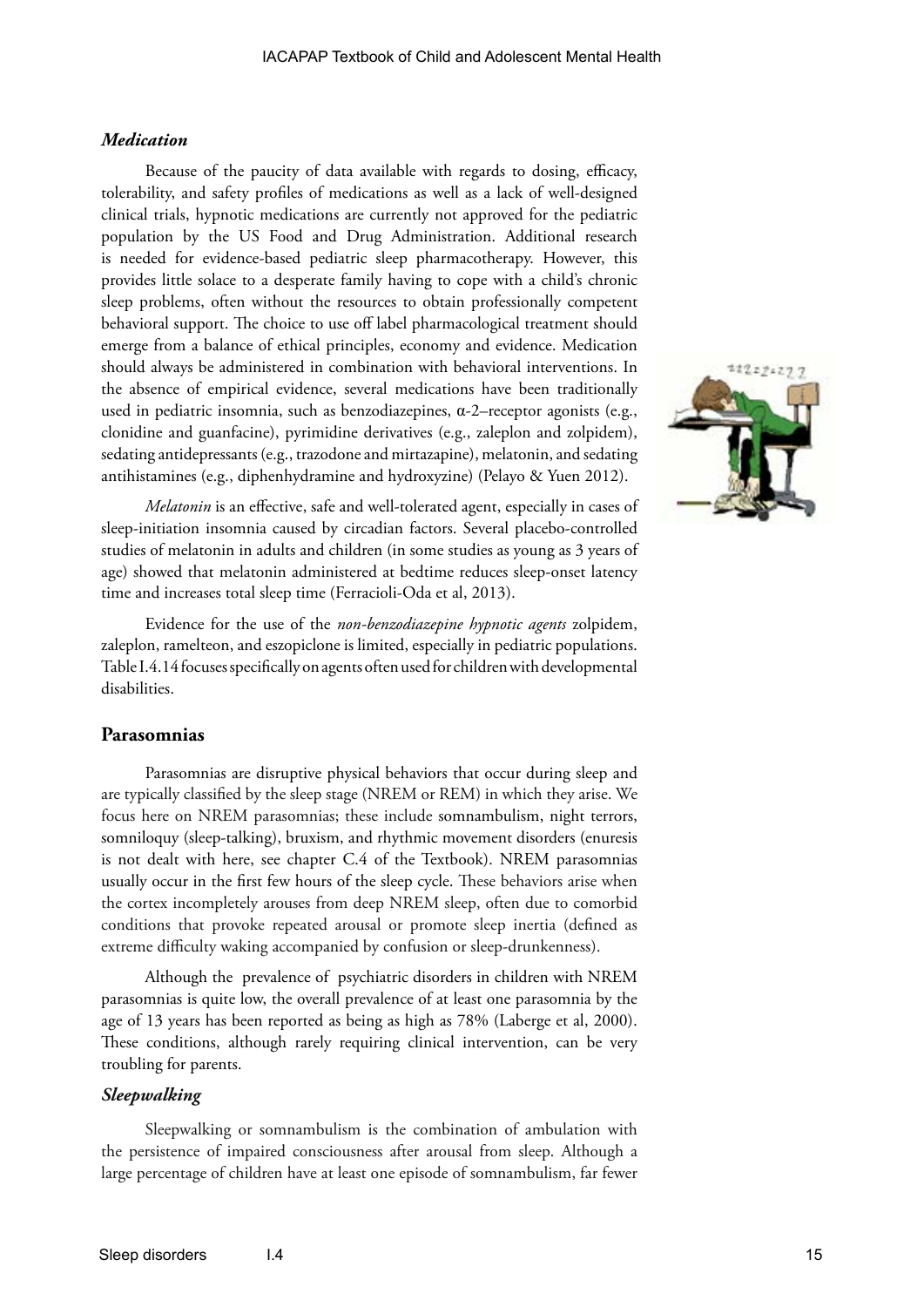### *Medication*

Because of the paucity of data available with regards to dosing, efficacy, tolerability, and safety profiles of medications as well as a lack of well-designed clinical trials, hypnotic medications are currently not approved for the pediatric population by the US Food and Drug Administration. Additional research is needed for evidence-based pediatric sleep pharmacotherapy. However, this provides little solace to a desperate family having to cope with a child's chronic sleep problems, often without the resources to obtain professionally competent behavioral support. The choice to use off label pharmacological treatment should emerge from a balance of ethical principles, economy and evidence. Medication should always be administered in combination with behavioral interventions. In the absence of empirical evidence, several medications have been traditionally used in pediatric insomnia, such as benzodiazepines, α-2–receptor agonists (e.g., clonidine and guanfacine), pyrimidine derivatives (e.g., zaleplon and zolpidem), sedating antidepressants (e.g., trazodone and mirtazapine), melatonin, and sedating antihistamines (e.g., diphenhydramine and hydroxyzine) (Pelayo & Yuen 2012).

*Melatonin* is an effective, safe and well-tolerated agent, especially in cases of sleep-initiation insomnia caused by circadian factors. Several placebo-controlled studies of melatonin in adults and children (in some studies as young as 3 years of age) showed that melatonin administered at bedtime reduces sleep-onset latency time and increases total sleep time (Ferracioli-Oda et al, 2013).

Evidence for the use of the *non-benzodiazepine hypnotic agents* zolpidem, zaleplon, ramelteon, and eszopiclone is limited, especially in pediatric populations. Table I.4.14 focuses specifically on agents often used for children with developmental disabilities.

## Parasomnias

Parasomnias are disruptive physical behaviors that occur during sleep and are typically classified by the sleep stage (NREM or REM) in which they arise. We focus here on NREM parasomnias; these include somnambulism, night terrors, somniloquy (sleep-talking), bruxism, and rhythmic movement disorders (enuresis is not dealt with here, see chapter C.4 of the Textbook). NREM parasomnias usually occur in the first few hours of the sleep cycle. These behaviors arise when the cortex incompletely arouses from deep NREM sleep, often due to comorbid conditions that provoke repeated arousal or promote sleep inertia (defined as extreme difficulty waking accompanied by confusion or sleep-drunkenness).

Although the prevalence of psychiatric disorders in children with NREM parasomnias is quite low, the overall prevalence of at least one parasomnia by the age of 13 years has been reported as being as high as 78% (Laberge et al, 2000). These conditions, although rarely requiring clinical intervention, can be very troubling for parents.

### *Sleepwalking*

Sleepwalking or somnambulism is the combination of ambulation with the persistence of impaired consciousness after arousal from sleep. Although a large percentage of children have at least one episode of somnambulism, far fewer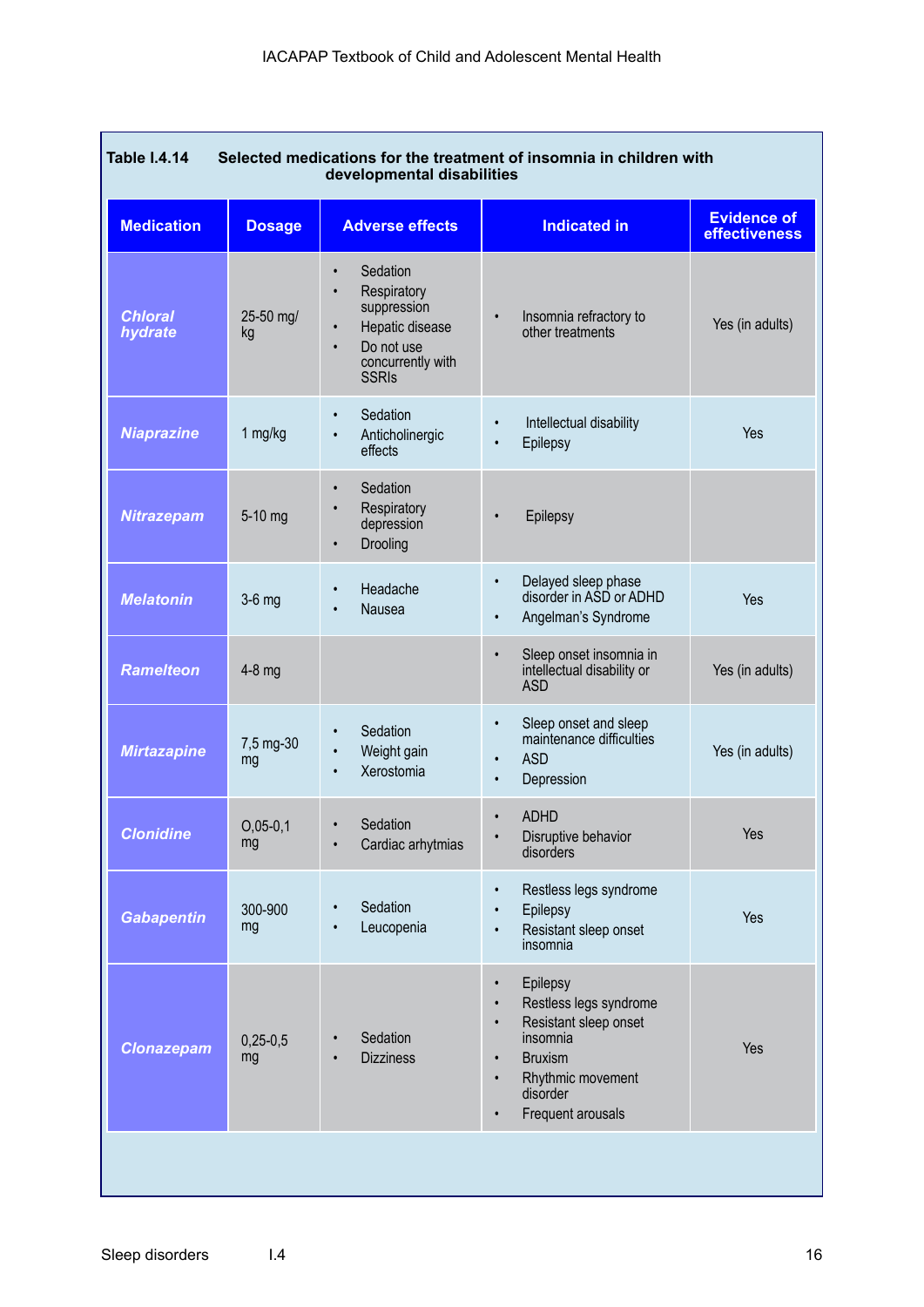**Table I.4.14 Selected medications for the treatment of insomnia in children with developmental disabilities**

| Medication | Dosage | Adverse effects | Indicated in | Evidence of effectiveness |
|---|---|---|---|---|
| ***Chloral hydrate*** | 25-50 mg/kg | • Sedation<br>• Respiratory suppression<br>• Hepatic disease<br>• Do not use concurrently with SSRIs | • Insomnia refractory to other treatments | Yes (in adults) |
| ***Niaprazine*** | 1 mg/kg | • Sedation<br>• Anticholinergic effects | • Intellectual disability<br>• Epilepsy | Yes |
| ***Nitrazepam*** | 5-10 mg | • Sedation<br>• Respiratory depression<br>• Drooling | • Epilepsy | |
| ***Melatonin*** | 3-6 mg | • Headache<br>• Nausea | • Delayed sleep phase disorder in ASD or ADHD<br>• Angelman's Syndrome | Yes |
| ***Ramelteon*** | 4-8 mg | | • Sleep onset insomnia in intellectual disability or ASD | Yes (in adults) |
| ***Mirtazapine*** | 7,5 mg-30 mg | • Sedation<br>• Weight gain<br>• Xerostomia | • Sleep onset and sleep maintenance difficulties<br>• ASD<br>• Depression | Yes (in adults) |
| ***Clonidine*** | O,05-0,1 mg | • Sedation<br>• Cardiac arhytmias | • ADHD<br>• Disruptive behavior disorders | Yes |
| ***Gabapentin*** | 300-900 mg | • Sedation<br>• Leucopenia | • Restless legs syndrome<br>• Epilepsy<br>• Resistant sleep onset insomnia | Yes |
| ***Clonazepam*** | 0,25-0,5 mg | • Sedation<br>• Dizziness | • Epilepsy<br>• Restless legs syndrome<br>• Resistant sleep onset insomnia<br>• Bruxism<br>• Rhythmic movement disorder<br>• Frequent arousals | Yes |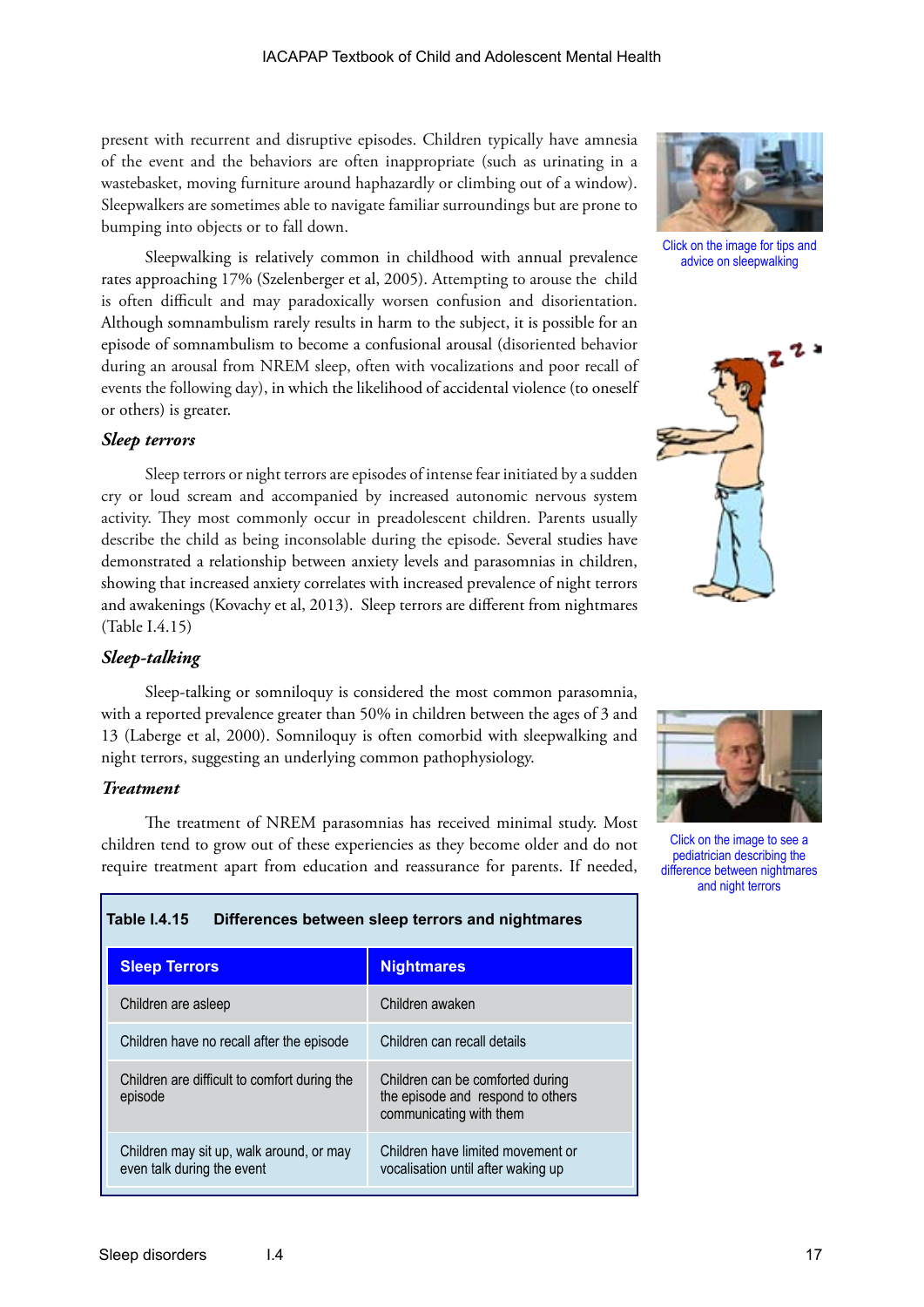present with recurrent and disruptive episodes. Children typically have amnesia of the event and the behaviors are often inappropriate (such as urinating in a wastebasket, moving furniture around haphazardly or climbing out of a window). Sleepwalkers are sometimes able to navigate familiar surroundings but are prone to bumping into objects or to fall down.

Click on the image for tips and advice on sleepwalking

Sleepwalking is relatively common in childhood with annual prevalence rates approaching 17% (Szelenberger et al, 2005). Attempting to arouse the child is often difficult and may paradoxically worsen confusion and disorientation. Although somnambulism rarely results in harm to the subject, it is possible for an episode of somnambulism to become a confusional arousal (disoriented behavior during an arousal from NREM sleep, often with vocalizations and poor recall of events the following day), in which the likelihood of accidental violence (to oneself or others) is greater.

### *Sleep terrors*

Sleep terrors or night terrors are episodes of intense fear initiated by a sudden cry or loud scream and accompanied by increased autonomic nervous system activity. They most commonly occur in preadolescent children. Parents usually describe the child as being inconsolable during the episode. Several studies have demonstrated a relationship between anxiety levels and parasomnias in children, showing that increased anxiety correlates with increased prevalence of night terrors and awakenings (Kovachy et al, 2013). Sleep terrors are different from nightmares (Table I.4.15)

### *Sleep-talking*

Sleep-talking or somniloquy is considered the most common parasomnia, with a reported prevalence greater than 50% in children between the ages of 3 and 13 (Laberge et al, 2000). Somniloquy is often comorbid with sleepwalking and night terrors, suggesting an underlying common pathophysiology.

Click on the image to see a pediatrician describing the difference between nightmares and night terrors

### *Treatment*

The treatment of NREM parasomnias has received minimal study. Most children tend to grow out of these experiencies as they become older and do not require treatment apart from education and reassurance for parents. If needed,

**Table I.4.15 Differences between sleep terrors and nightmares**

| Sleep Terrors | Nightmares |
|---|---|
| Children are asleep | Children awaken |
| Children have no recall after the episode | Children can recall details |
| Children are difficult to comfort during the episode | Children can be comforted during the episode and respond to others communicating with them |
| Children may sit up, walk around, or may even talk during the event | Children have limited movement or vocalisation until after waking up |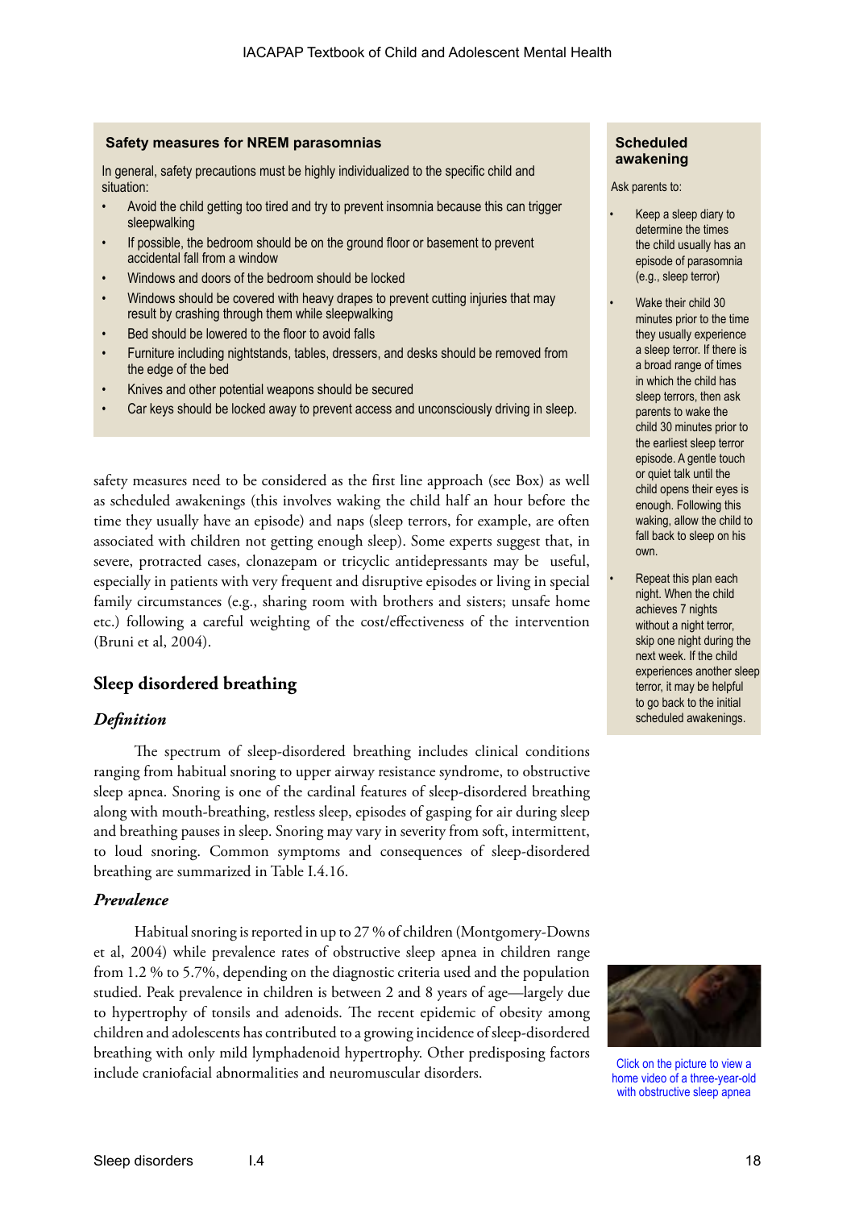**Safety measures for NREM parasomnias**

In general, safety precautions must be highly individualized to the specific child and situation:

- Avoid the child getting too tired and try to prevent insomnia because this can trigger sleepwalking
- If possible, the bedroom should be on the ground floor or basement to prevent accidental fall from a window
- Windows and doors of the bedroom should be locked
- Windows should be covered with heavy drapes to prevent cutting injuries that may result by crashing through them while sleepwalking
- Bed should be lowered to the floor to avoid falls
- Furniture including nightstands, tables, dressers, and desks should be removed from the edge of the bed
- Knives and other potential weapons should be secured
- Car keys should be locked away to prevent access and unconsciously driving in sleep.

safety measures need to be considered as the first line approach (see Box) as well as scheduled awakenings (this involves waking the child half an hour before the time they usually have an episode) and naps (sleep terrors, for example, are often associated with children not getting enough sleep). Some experts suggest that, in severe, protracted cases, clonazepam or tricyclic antidepressants may be useful, especially in patients with very frequent and disruptive episodes or living in special family circumstances (e.g., sharing room with brothers and sisters; unsafe home etc.) following a careful weighting of the cost/effectiveness of the intervention (Bruni et al, 2004).

**Scheduled awakening**

Ask parents to:

- Keep a sleep diary to determine the times the child usually has an episode of parasomnia (e.g., sleep terror)
- Wake their child 30 minutes prior to the time they usually experience a sleep terror. If there is a broad range of times in which the child has sleep terrors, then ask parents to wake the child 30 minutes prior to the earliest sleep terror episode. A gentle touch or quiet talk until the child opens their eyes is enough. Following this waking, allow the child to fall back to sleep on his own.
- Repeat this plan each night. When the child achieves 7 nights without a night terror, skip one night during the next week. If the child experiences another sleep terror, it may be helpful to go back to the initial scheduled awakenings.

## Sleep disordered breathing

### *Definition*

The spectrum of sleep-disordered breathing includes clinical conditions ranging from habitual snoring to upper airway resistance syndrome, to obstructive sleep apnea. Snoring is one of the cardinal features of sleep-disordered breathing along with mouth-breathing, restless sleep, episodes of gasping for air during sleep and breathing pauses in sleep. Snoring may vary in severity from soft, intermittent, to loud snoring. Common symptoms and consequences of sleep-disordered breathing are summarized in Table I.4.16.

### *Prevalence*

Habitual snoring is reported in up to 27 % of children (Montgomery-Downs et al, 2004) while prevalence rates of obstructive sleep apnea in children range from 1.2 % to 5.7%, depending on the diagnostic criteria used and the population studied. Peak prevalence in children is between 2 and 8 years of age—largely due to hypertrophy of tonsils and adenoids. The recent epidemic of obesity among children and adolescents has contributed to a growing incidence of sleep-disordered breathing with only mild lymphadenoid hypertrophy. Other predisposing factors include craniofacial abnormalities and neuromuscular disorders.

Click on the picture to view a home video of a three-year-old with obstructive sleep apnea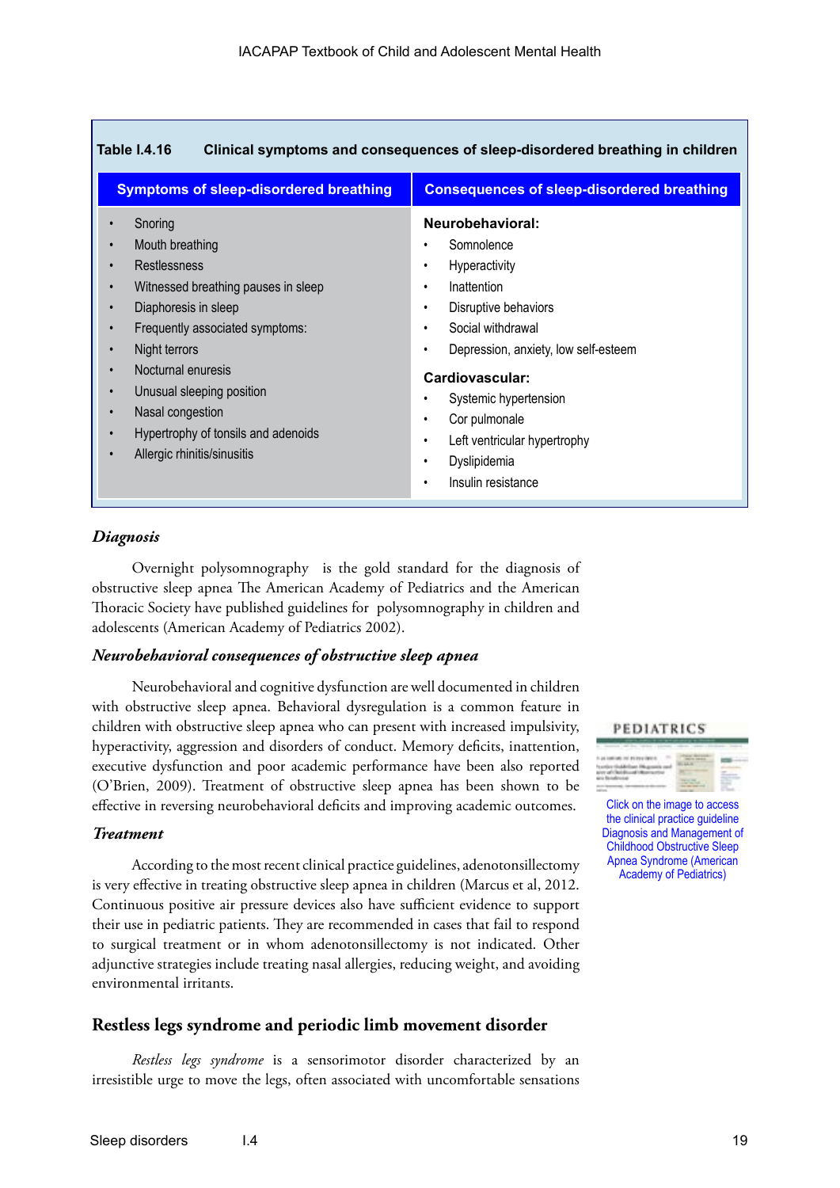**Table I.4.16 Clinical symptoms and consequences of sleep-disordered breathing in children**

| Symptoms of sleep-disordered breathing | Consequences of sleep-disordered breathing |
|---|---|
| • Snoring<br>• Mouth breathing<br>• Restlessness<br>• Witnessed breathing pauses in sleep<br>• Diaphoresis in sleep<br>• Frequently associated symptoms:<br>• Night terrors<br>• Nocturnal enuresis<br>• Unusual sleeping position<br>• Nasal congestion<br>• Hypertrophy of tonsils and adenoids<br>• Allergic rhinitis/sinusitis | **Neurobehavioral:**<br>• Somnolence<br>• Hyperactivity<br>• Inattention<br>• Disruptive behaviors<br>• Social withdrawal<br>• Depression, anxiety, low self-esteem<br>**Cardiovascular:**<br>• Systemic hypertension<br>• Cor pulmonale<br>• Left ventricular hypertrophy<br>• Dyslipidemia<br>• Insulin resistance |

### *Diagnosis*

Overnight polysomnography is the gold standard for the diagnosis of obstructive sleep apnea The American Academy of Pediatrics and the American Thoracic Society have published guidelines for polysomnography in children and adolescents (American Academy of Pediatrics 2002).

### *Neurobehavioral consequences of obstructive sleep apnea*

Neurobehavioral and cognitive dysfunction are well documented in children with obstructive sleep apnea. Behavioral dysregulation is a common feature in children with obstructive sleep apnea who can present with increased impulsivity, hyperactivity, aggression and disorders of conduct. Memory deficits, inattention, executive dysfunction and poor academic performance have been also reported (O'Brien, 2009). Treatment of obstructive sleep apnea has been shown to be effective in reversing neurobehavioral deficits and improving academic outcomes.

Click on the image to access the clinical practice guideline Diagnosis and Management of Childhood Obstructive Sleep Apnea Syndrome (American Academy of Pediatrics)

### *Treatment*

According to the most recent clinical practice guidelines, adenotonsillectomy is very effective in treating obstructive sleep apnea in children (Marcus et al, 2012. Continuous positive air pressure devices also have sufficient evidence to support their use in pediatric patients. They are recommended in cases that fail to respond to surgical treatment or in whom adenotonsillectomy is not indicated. Other adjunctive strategies include treating nasal allergies, reducing weight, and avoiding environmental irritants.

## Restless legs syndrome and periodic limb movement disorder

*Restless legs syndrome* is a sensorimotor disorder characterized by an irresistible urge to move the legs, often associated with uncomfortable sensations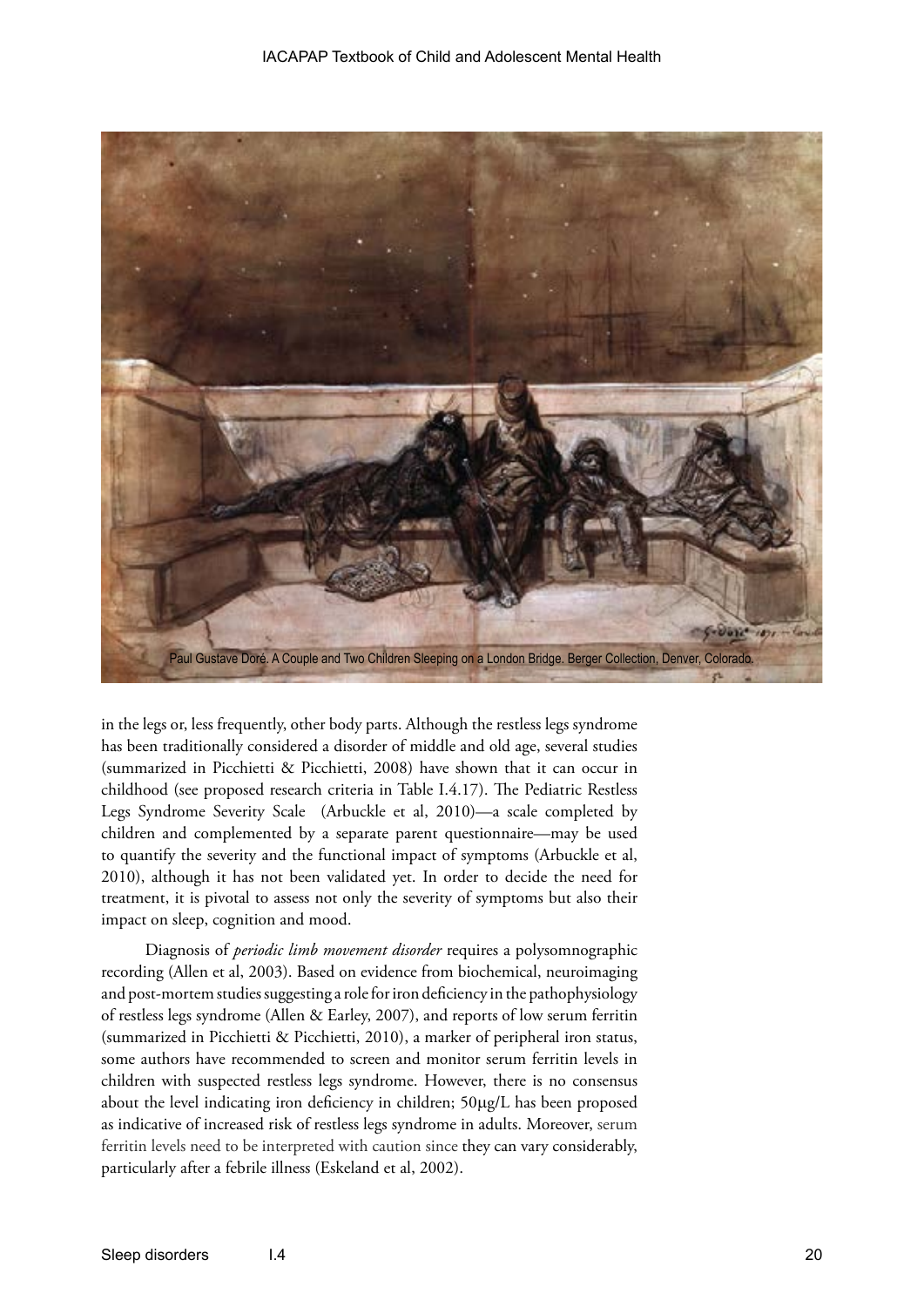Paul Gustave Doré. A Couple and Two Children Sleeping on a London Bridge. Berger Collection, Denver, Colorado.

in the legs or, less frequently, other body parts. Although the restless legs syndrome has been traditionally considered a disorder of middle and old age, several studies (summarized in Picchietti & Picchietti, 2008) have shown that it can occur in childhood (see proposed research criteria in Table I.4.17). The Pediatric Restless Legs Syndrome Severity Scale (Arbuckle et al, 2010)—a scale completed by children and complemented by a separate parent questionnaire—may be used to quantify the severity and the functional impact of symptoms (Arbuckle et al, 2010), although it has not been validated yet. In order to decide the need for treatment, it is pivotal to assess not only the severity of symptoms but also their impact on sleep, cognition and mood.

Diagnosis of *periodic limb movement disorder* requires a polysomnographic recording (Allen et al, 2003). Based on evidence from biochemical, neuroimaging and post-mortem studies suggesting a role for iron deficiency in the pathophysiology of restless legs syndrome (Allen & Earley, 2007), and reports of low serum ferritin (summarized in Picchietti & Picchietti, 2010), a marker of peripheral iron status, some authors have recommended to screen and monitor serum ferritin levels in children with suspected restless legs syndrome. However, there is no consensus about the level indicating iron deficiency in children; 50μg/L has been proposed as indicative of increased risk of restless legs syndrome in adults. Moreover, serum ferritin levels need to be interpreted with caution since they can vary considerably, particularly after a febrile illness (Eskeland et al, 2002).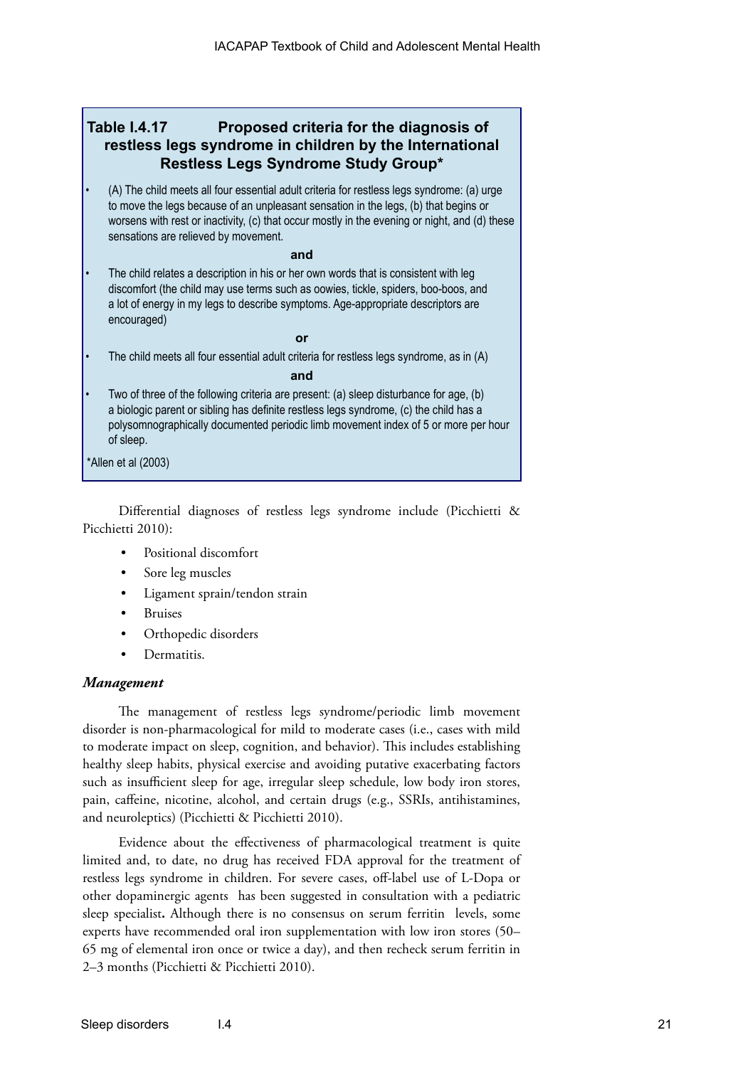**Table I.4.17 Proposed criteria for the diagnosis of restless legs syndrome in children by the International Restless Legs Syndrome Study Group***

- (A) The child meets all four essential adult criteria for restless legs syndrome: (a) urge to move the legs because of an unpleasant sensation in the legs, (b) that begins or worsens with rest or inactivity, (c) that occur mostly in the evening or night, and (d) these sensations are relieved by movement.

**and**

- The child relates a description in his or her own words that is consistent with leg discomfort (the child may use terms such as oowies, tickle, spiders, boo-boos, and a lot of energy in my legs to describe symptoms. Age-appropriate descriptors are encouraged)

**or**

- The child meets all four essential adult criteria for restless legs syndrome, as in (A)

**and**

- Two of three of the following criteria are present: (a) sleep disturbance for age, (b) a biologic parent or sibling has definite restless legs syndrome, (c) the child has a polysomnographically documented periodic limb movement index of 5 or more per hour of sleep.

*Allen et al (2003)

Differential diagnoses of restless legs syndrome include (Picchietti & Picchietti 2010):

- Positional discomfort
- Sore leg muscles
- Ligament sprain/tendon strain
- Bruises
- Orthopedic disorders
- Dermatitis.

### *Management*

The management of restless legs syndrome/periodic limb movement disorder is non-pharmacological for mild to moderate cases (i.e., cases with mild to moderate impact on sleep, cognition, and behavior). This includes establishing healthy sleep habits, physical exercise and avoiding putative exacerbating factors such as insufficient sleep for age, irregular sleep schedule, low body iron stores, pain, caffeine, nicotine, alcohol, and certain drugs (e.g., SSRIs, antihistamines, and neuroleptics) (Picchietti & Picchietti 2010).

Evidence about the effectiveness of pharmacological treatment is quite limited and, to date, no drug has received FDA approval for the treatment of restless legs syndrome in children. For severe cases, off-label use of L-Dopa or other dopaminergic agents has been suggested in consultation with a pediatric sleep specialist. Although there is no consensus on serum ferritin levels, some experts have recommended oral iron supplementation with low iron stores (50–65 mg of elemental iron once or twice a day), and then recheck serum ferritin in 2–3 months (Picchietti & Picchietti 2010).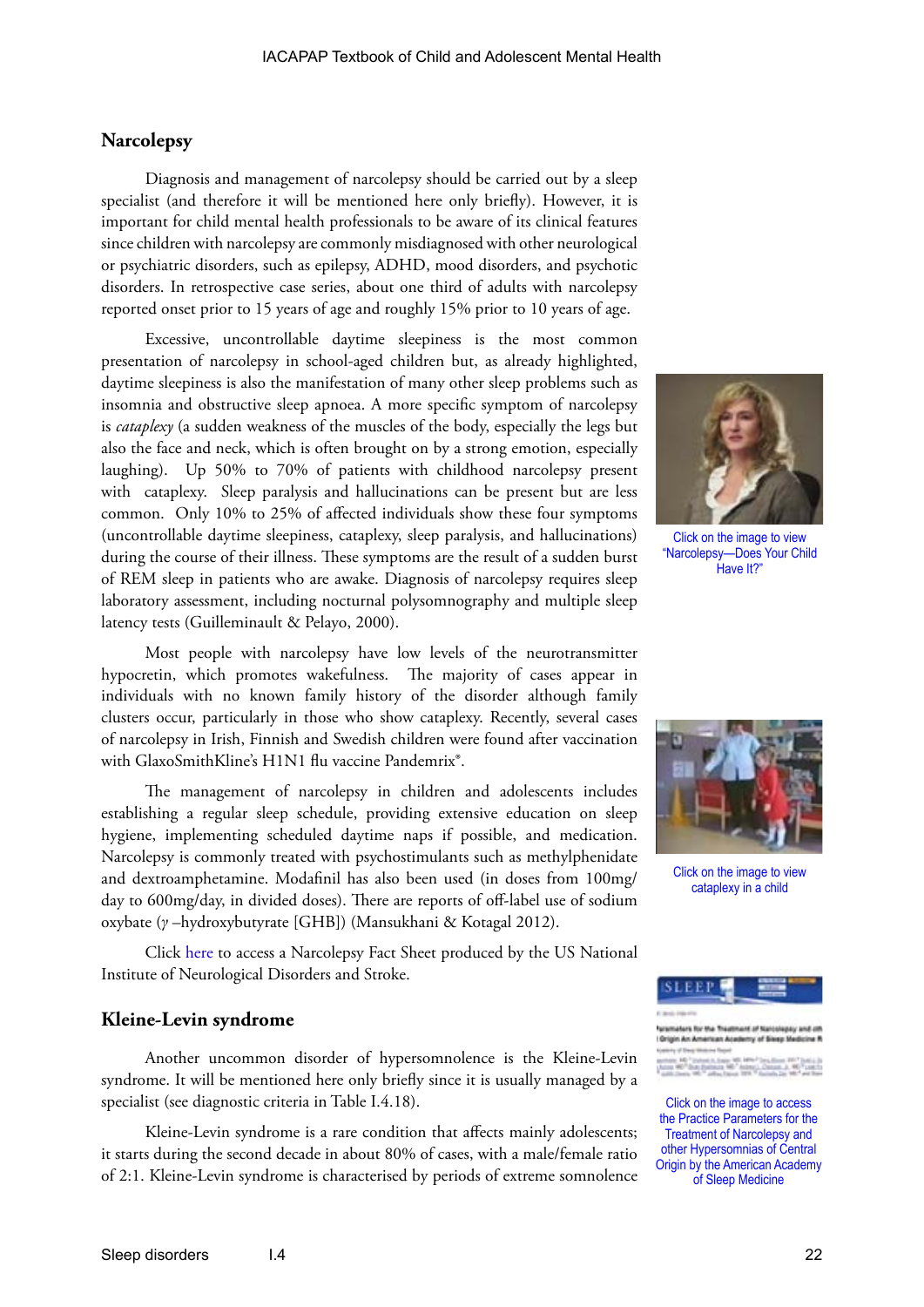## Narcolepsy

Diagnosis and management of narcolepsy should be carried out by a sleep specialist (and therefore it will be mentioned here only briefly). However, it is important for child mental health professionals to be aware of its clinical features since children with narcolepsy are commonly misdiagnosed with other neurological or psychiatric disorders, such as epilepsy, ADHD, mood disorders, and psychotic disorders. In retrospective case series, about one third of adults with narcolepsy reported onset prior to 15 years of age and roughly 15% prior to 10 years of age.

Excessive, uncontrollable daytime sleepiness is the most common presentation of narcolepsy in school-aged children but, as already highlighted, daytime sleepiness is also the manifestation of many other sleep problems such as insomnia and obstructive sleep apnoea. A more specific symptom of narcolepsy is *cataplexy* (a sudden weakness of the muscles of the body, especially the legs but also the face and neck, which is often brought on by a strong emotion, especially laughing). Up 50% to 70% of patients with childhood narcolepsy present with cataplexy. Sleep paralysis and hallucinations can be present but are less common. Only 10% to 25% of affected individuals show these four symptoms (uncontrollable daytime sleepiness, cataplexy, sleep paralysis, and hallucinations) during the course of their illness. These symptoms are the result of a sudden burst of REM sleep in patients who are awake. Diagnosis of narcolepsy requires sleep laboratory assessment, including nocturnal polysomnography and multiple sleep latency tests (Guilleminault & Pelayo, 2000).

Click on the image to view "Narcolepsy—Does Your Child Have It?"

Most people with narcolepsy have low levels of the neurotransmitter hypocretin, which promotes wakefulness. The majority of cases appear in individuals with no known family history of the disorder although family clusters occur, particularly in those who show cataplexy. Recently, several cases of narcolepsy in Irish, Finnish and Swedish children were found after vaccination with GlaxoSmithKline's H1N1 flu vaccine Pandemrix®.

Click on the image to view cataplexy in a child

The management of narcolepsy in children and adolescents includes establishing a regular sleep schedule, providing extensive education on sleep hygiene, implementing scheduled daytime naps if possible, and medication. Narcolepsy is commonly treated with psychostimulants such as methylphenidate and dextroamphetamine. Modafinil has also been used (in doses from 100mg/day to 600mg/day, in divided doses). There are reports of off-label use of sodium oxybate ($\gamma$ –hydroxybutyrate [GHB]) (Mansukhani & Kotagal 2012).

Click here to access a Narcolepsy Fact Sheet produced by the US National Institute of Neurological Disorders and Stroke.

Click on the image to access the Practice Parameters for the Treatment of Narcolepsy and other Hypersomnias of Central Origin by the American Academy of Sleep Medicine

## Kleine-Levin syndrome

Another uncommon disorder of hypersomnolence is the Kleine-Levin syndrome. It will be mentioned here only briefly since it is usually managed by a specialist (see diagnostic criteria in Table I.4.18).

Kleine-Levin syndrome is a rare condition that affects mainly adolescents; it starts during the second decade in about 80% of cases, with a male/female ratio of 2:1. Kleine-Levin syndrome is characterised by periods of extreme somnolence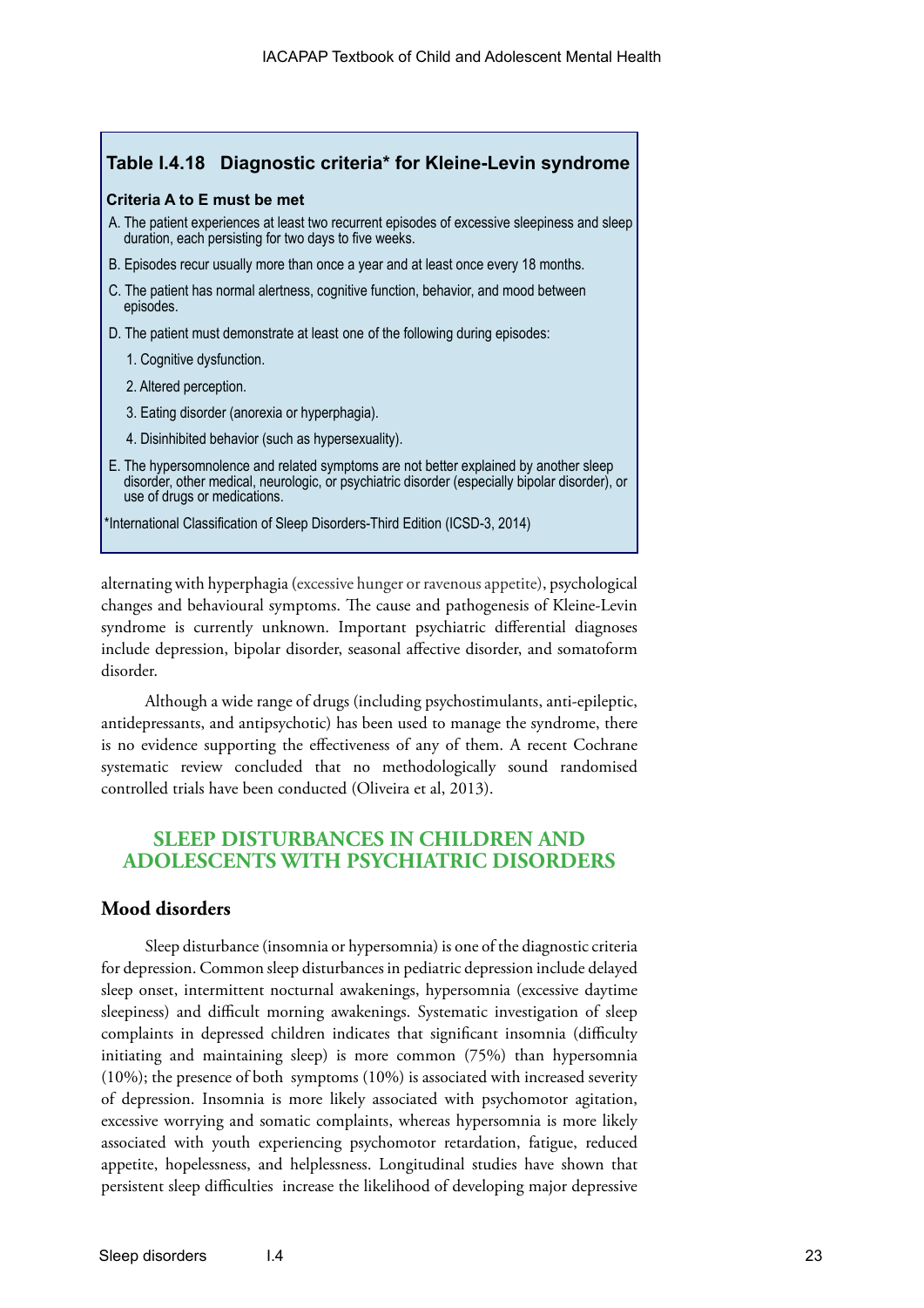**Table I.4.18 Diagnostic criteria* for Kleine-Levin syndrome**

**Criteria A to E must be met**

A. The patient experiences at least two recurrent episodes of excessive sleepiness and sleep duration, each persisting for two days to five weeks.

B. Episodes recur usually more than once a year and at least once every 18 months.

C. The patient has normal alertness, cognitive function, behavior, and mood between episodes.

D. The patient must demonstrate at least one of the following during episodes:

1. Cognitive dysfunction.
2. Altered perception.
3. Eating disorder (anorexia or hyperphagia).
4. Disinhibited behavior (such as hypersexuality).

E. The hypersomnolence and related symptoms are not better explained by another sleep disorder, other medical, neurologic, or psychiatric disorder (especially bipolar disorder), or use of drugs or medications.

*International Classification of Sleep Disorders-Third Edition (ICSD-3, 2014)

alternating with hyperphagia (excessive hunger or ravenous appetite), psychological changes and behavioural symptoms. The cause and pathogenesis of Kleine-Levin syndrome is currently unknown. Important psychiatric differential diagnoses include depression, bipolar disorder, seasonal affective disorder, and somatoform disorder.

Although a wide range of drugs (including psychostimulants, anti-epileptic, antidepressants, and antipsychotic) has been used to manage the syndrome, there is no evidence supporting the effectiveness of any of them. A recent Cochrane systematic review concluded that no methodologically sound randomised controlled trials have been conducted (Oliveira et al, 2013).

## SLEEP DISTURBANCES IN CHILDREN AND ADOLESCENTS WITH PSYCHIATRIC DISORDERS

### Mood disorders

Sleep disturbance (insomnia or hypersomnia) is one of the diagnostic criteria for depression. Common sleep disturbances in pediatric depression include delayed sleep onset, intermittent nocturnal awakenings, hypersomnia (excessive daytime sleepiness) and difficult morning awakenings. Systematic investigation of sleep complaints in depressed children indicates that significant insomnia (difficulty initiating and maintaining sleep) is more common (75%) than hypersomnia (10%); the presence of both symptoms (10%) is associated with increased severity of depression. Insomnia is more likely associated with psychomotor agitation, excessive worrying and somatic complaints, whereas hypersomnia is more likely associated with youth experiencing psychomotor retardation, fatigue, reduced appetite, hopelessness, and helplessness. Longitudinal studies have shown that persistent sleep difficulties increase the likelihood of developing major depressive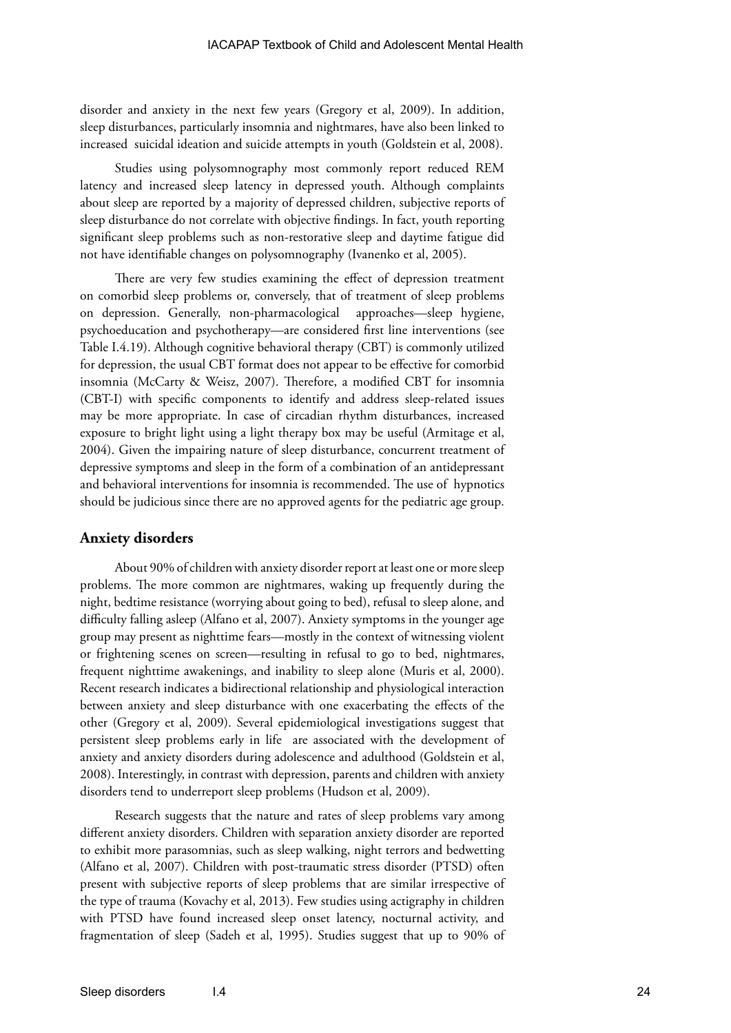disorder and anxiety in the next few years (Gregory et al, 2009). In addition, sleep disturbances, particularly insomnia and nightmares, have also been linked to increased suicidal ideation and suicide attempts in youth (Goldstein et al, 2008).

Studies using polysomnography most commonly report reduced REM latency and increased sleep latency in depressed youth. Although complaints about sleep are reported by a majority of depressed children, subjective reports of sleep disturbance do not correlate with objective findings. In fact, youth reporting significant sleep problems such as non-restorative sleep and daytime fatigue did not have identifiable changes on polysomnography (Ivanenko et al, 2005).

There are very few studies examining the effect of depression treatment on comorbid sleep problems or, conversely, that of treatment of sleep problems on depression. Generally, non-pharmacological approaches—sleep hygiene, psychoeducation and psychotherapy—are considered first line interventions (see Table I.4.19). Although cognitive behavioral therapy (CBT) is commonly utilized for depression, the usual CBT format does not appear to be effective for comorbid insomnia (McCarty & Weisz, 2007). Therefore, a modified CBT for insomnia (CBT-I) with specific components to identify and address sleep-related issues may be more appropriate. In case of circadian rhythm disturbances, increased exposure to bright light using a light therapy box may be useful (Armitage et al, 2004). Given the impairing nature of sleep disturbance, concurrent treatment of depressive symptoms and sleep in the form of a combination of an antidepressant and behavioral interventions for insomnia is recommended. The use of hypnotics should be judicious since there are no approved agents for the pediatric age group.

## Anxiety disorders

About 90% of children with anxiety disorder report at least one or more sleep problems. The more common are nightmares, waking up frequently during the night, bedtime resistance (worrying about going to bed), refusal to sleep alone, and difficulty falling asleep (Alfano et al, 2007). Anxiety symptoms in the younger age group may present as nighttime fears—mostly in the context of witnessing violent or frightening scenes on screen—resulting in refusal to go to bed, nightmares, frequent nighttime awakenings, and inability to sleep alone (Muris et al, 2000). Recent research indicates a bidirectional relationship and physiological interaction between anxiety and sleep disturbance with one exacerbating the effects of the other (Gregory et al, 2009). Several epidemiological investigations suggest that persistent sleep problems early in life are associated with the development of anxiety and anxiety disorders during adolescence and adulthood (Goldstein et al, 2008). Interestingly, in contrast with depression, parents and children with anxiety disorders tend to underreport sleep problems (Hudson et al, 2009).

Research suggests that the nature and rates of sleep problems vary among different anxiety disorders. Children with separation anxiety disorder are reported to exhibit more parasomnias, such as sleep walking, night terrors and bedwetting (Alfano et al, 2007). Children with post-traumatic stress disorder (PTSD) often present with subjective reports of sleep problems that are similar irrespective of the type of trauma (Kovachy et al, 2013). Few studies using actigraphy in children with PTSD have found increased sleep onset latency, nocturnal activity, and fragmentation of sleep (Sadeh et al, 1995). Studies suggest that up to 90% of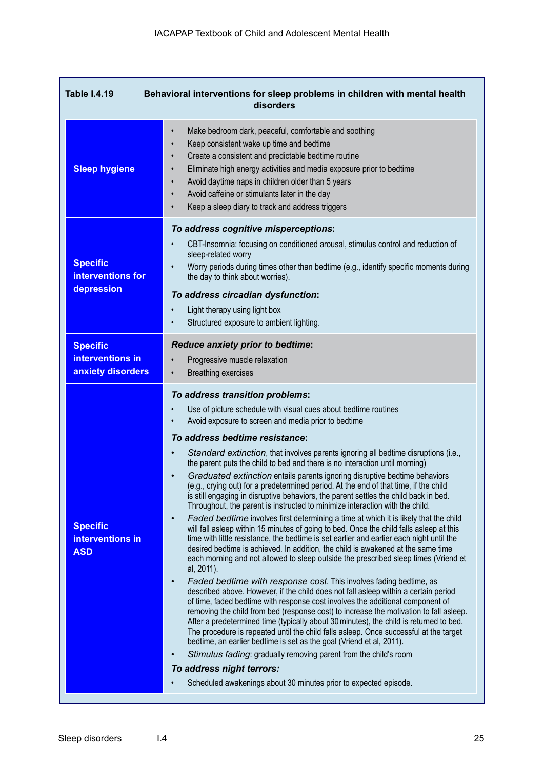**Table I.4.19 Behavioral interventions for sleep problems in children with mental health disorders**

| | |
|---|---|
| **Sleep hygiene** | • Make bedroom dark, peaceful, comfortable and soothing<br>• Keep consistent wake up time and bedtime<br>• Create a consistent and predictable bedtime routine<br>• Eliminate high energy activities and media exposure prior to bedtime<br>• Avoid daytime naps in children older than 5 years<br>• Avoid caffeine or stimulants later in the day<br>• Keep a sleep diary to track and address triggers |
| **Specific interventions for depression** | ***To address cognitive misperceptions*:**<br>• CBT-Insomnia: focusing on conditioned arousal, stimulus control and reduction of sleep-related worry<br>• Worry periods during times other than bedtime (e.g., identify specific moments during the day to think about worries).<br>***To address circadian dysfunction*:**<br>• Light therapy using light box<br>• Structured exposure to ambient lighting. |
| **Specific interventions in anxiety disorders** | ***Reduce anxiety prior to bedtime*:**<br>• Progressive muscle relaxation<br>• Breathing exercises |
| **Specific interventions in ASD** | ***To address transition problems*:**<br>• Use of picture schedule with visual cues about bedtime routines<br>• Avoid exposure to screen and media prior to bedtime<br>***To address bedtime resistance*:**<br>• *Standard extinction*, that involves parents ignoring all bedtime disruptions (i.e., the parent puts the child to bed and there is no interaction until morning)<br>• *Graduated extinction* entails parents ignoring disruptive bedtime behaviors (e.g., crying out) for a predetermined period. At the end of that time, if the child is still engaging in disruptive behaviors, the parent settles the child back in bed. Throughout, the parent is instructed to minimize interaction with the child.<br>• *Faded bedtime* involves first determining a time at which it is likely that the child will fall asleep within 15 minutes of going to bed. Once the child falls asleep at this time with little resistance, the bedtime is set earlier and earlier each night until the desired bedtime is achieved. In addition, the child is awakened at the same time each morning and not allowed to sleep outside the prescribed sleep times (Vriend et al, 2011).<br>• *Faded bedtime with response cost*. This involves fading bedtime, as described above. However, if the child does not fall asleep within a certain period of time, faded bedtime with response cost involves the additional component of removing the child from bed (response cost) to increase the motivation to fall asleep. After a predetermined time (typically about 30 minutes), the child is returned to bed. The procedure is repeated until the child falls asleep. Once successful at the target bedtime, an earlier bedtime is set as the goal (Vriend et al, 2011).<br>• *Stimulus fading*: gradually removing parent from the child's room<br>***To address night terrors:***<br>• Scheduled awakenings about 30 minutes prior to expected episode. |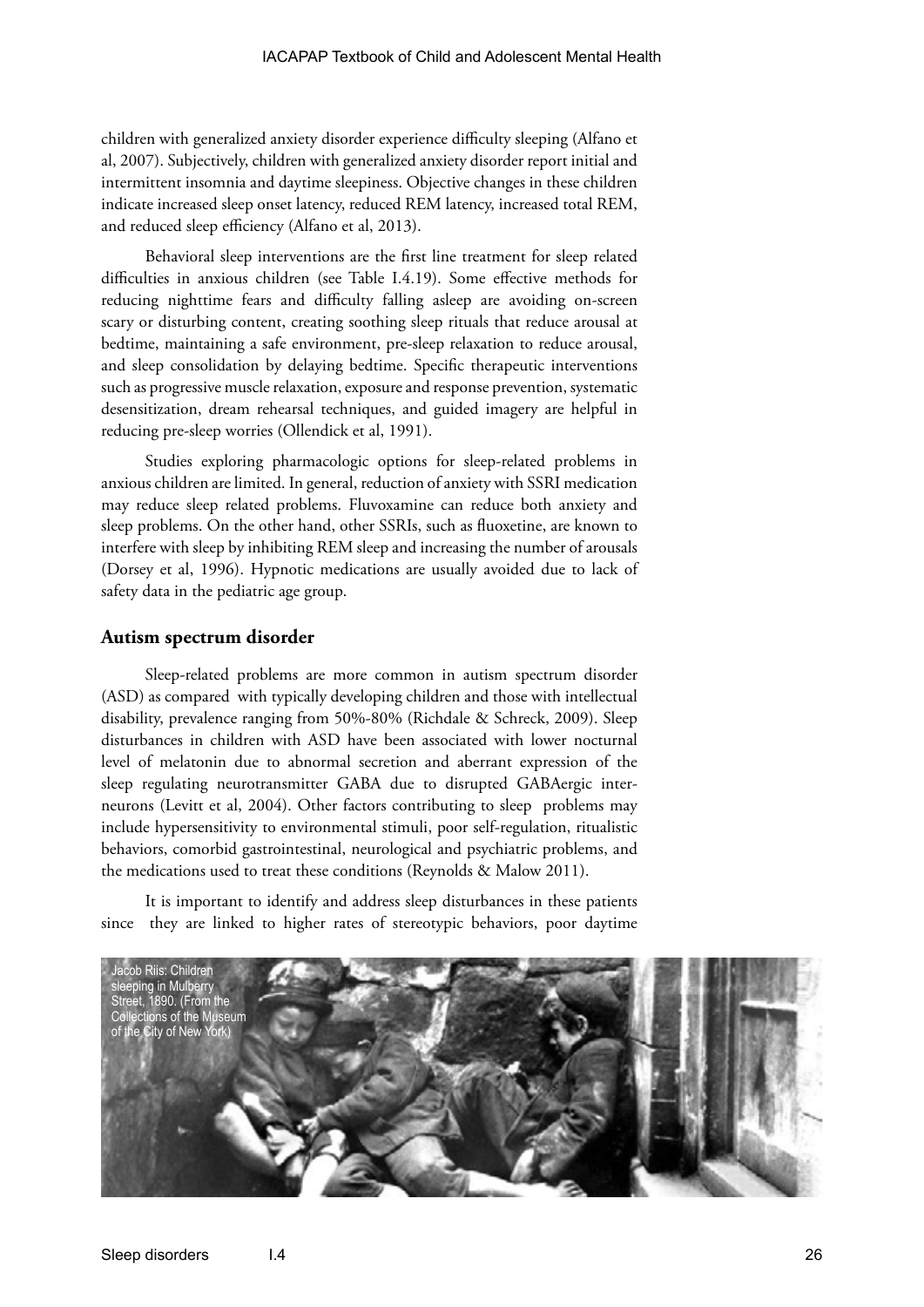children with generalized anxiety disorder experience difficulty sleeping (Alfano et al, 2007). Subjectively, children with generalized anxiety disorder report initial and intermittent insomnia and daytime sleepiness. Objective changes in these children indicate increased sleep onset latency, reduced REM latency, increased total REM, and reduced sleep efficiency (Alfano et al, 2013).

Behavioral sleep interventions are the first line treatment for sleep related difficulties in anxious children (see Table I.4.19). Some effective methods for reducing nighttime fears and difficulty falling asleep are avoiding on-screen scary or disturbing content, creating soothing sleep rituals that reduce arousal at bedtime, maintaining a safe environment, pre-sleep relaxation to reduce arousal, and sleep consolidation by delaying bedtime. Specific therapeutic interventions such as progressive muscle relaxation, exposure and response prevention, systematic desensitization, dream rehearsal techniques, and guided imagery are helpful in reducing pre-sleep worries (Ollendick et al, 1991).

Studies exploring pharmacologic options for sleep-related problems in anxious children are limited. In general, reduction of anxiety with SSRI medication may reduce sleep related problems. Fluvoxamine can reduce both anxiety and sleep problems. On the other hand, other SSRIs, such as fluoxetine, are known to interfere with sleep by inhibiting REM sleep and increasing the number of arousals (Dorsey et al, 1996). Hypnotic medications are usually avoided due to lack of safety data in the pediatric age group.

## Autism spectrum disorder

Sleep-related problems are more common in autism spectrum disorder (ASD) as compared with typically developing children and those with intellectual disability, prevalence ranging from 50%-80% (Richdale & Schreck, 2009). Sleep disturbances in children with ASD have been associated with lower nocturnal level of melatonin due to abnormal secretion and aberrant expression of the sleep regulating neurotransmitter GABA due to disrupted GABAergic inter-neurons (Levitt et al, 2004). Other factors contributing to sleep problems may include hypersensitivity to environmental stimuli, poor self-regulation, ritualistic behaviors, comorbid gastrointestinal, neurological and psychiatric problems, and the medications used to treat these conditions (Reynolds & Malow 2011).

It is important to identify and address sleep disturbances in these patients since they are linked to higher rates of stereotypic behaviors, poor daytime

Jacob Riis: Children sleeping in Mulberry Street, 1890. (From the Collections of the Museum of the City of New York)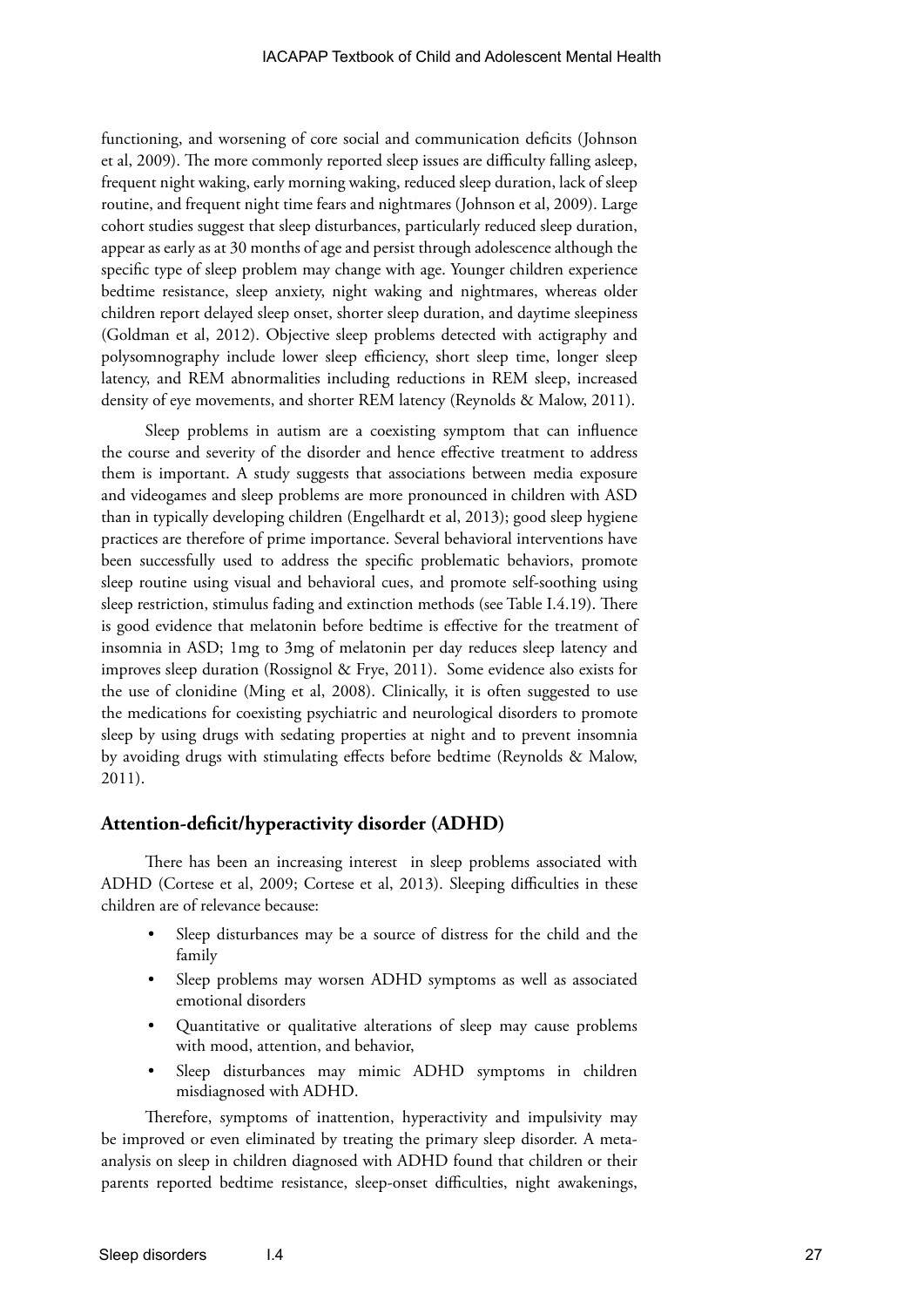functioning, and worsening of core social and communication deficits (Johnson et al, 2009). The more commonly reported sleep issues are difficulty falling asleep, frequent night waking, early morning waking, reduced sleep duration, lack of sleep routine, and frequent night time fears and nightmares (Johnson et al, 2009). Large cohort studies suggest that sleep disturbances, particularly reduced sleep duration, appear as early as at 30 months of age and persist through adolescence although the specific type of sleep problem may change with age. Younger children experience bedtime resistance, sleep anxiety, night waking and nightmares, whereas older children report delayed sleep onset, shorter sleep duration, and daytime sleepiness (Goldman et al, 2012). Objective sleep problems detected with actigraphy and polysomnography include lower sleep efficiency, short sleep time, longer sleep latency, and REM abnormalities including reductions in REM sleep, increased density of eye movements, and shorter REM latency (Reynolds & Malow, 2011).

Sleep problems in autism are a coexisting symptom that can influence the course and severity of the disorder and hence effective treatment to address them is important. A study suggests that associations between media exposure and videogames and sleep problems are more pronounced in children with ASD than in typically developing children (Engelhardt et al, 2013); good sleep hygiene practices are therefore of prime importance. Several behavioral interventions have been successfully used to address the specific problematic behaviors, promote sleep routine using visual and behavioral cues, and promote self-soothing using sleep restriction, stimulus fading and extinction methods (see Table I.4.19). There is good evidence that melatonin before bedtime is effective for the treatment of insomnia in ASD; 1mg to 3mg of melatonin per day reduces sleep latency and improves sleep duration (Rossignol & Frye, 2011). Some evidence also exists for the use of clonidine (Ming et al, 2008). Clinically, it is often suggested to use the medications for coexisting psychiatric and neurological disorders to promote sleep by using drugs with sedating properties at night and to prevent insomnia by avoiding drugs with stimulating effects before bedtime (Reynolds & Malow, 2011).

## Attention-deficit/hyperactivity disorder (ADHD)

There has been an increasing interest in sleep problems associated with ADHD (Cortese et al, 2009; Cortese et al, 2013). Sleeping difficulties in these children are of relevance because:

- Sleep disturbances may be a source of distress for the child and the family
- Sleep problems may worsen ADHD symptoms as well as associated emotional disorders
- Quantitative or qualitative alterations of sleep may cause problems with mood, attention, and behavior,
- Sleep disturbances may mimic ADHD symptoms in children misdiagnosed with ADHD.

Therefore, symptoms of inattention, hyperactivity and impulsivity may be improved or even eliminated by treating the primary sleep disorder. A meta-analysis on sleep in children diagnosed with ADHD found that children or their parents reported bedtime resistance, sleep-onset difficulties, night awakenings,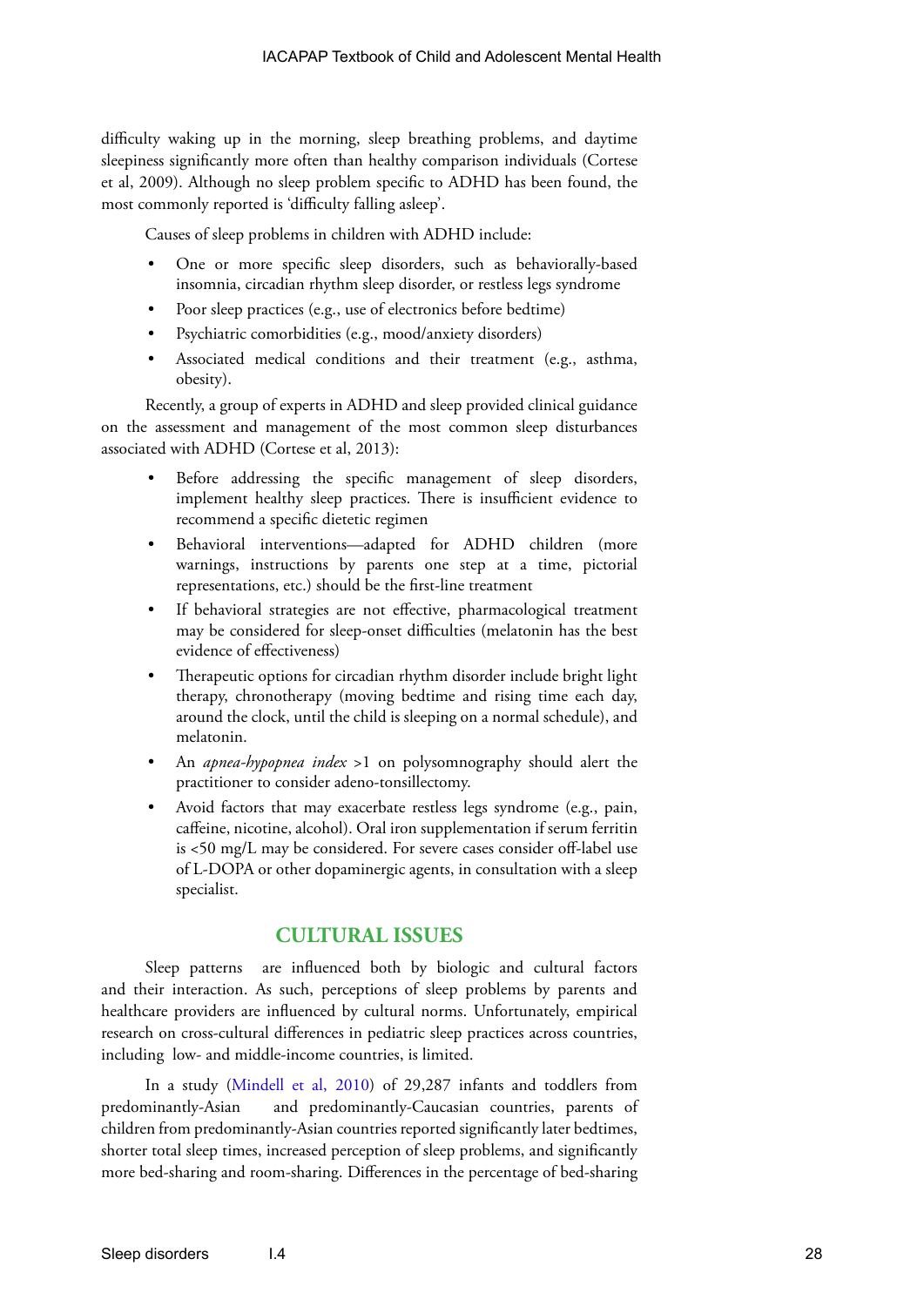difficulty waking up in the morning, sleep breathing problems, and daytime sleepiness significantly more often than healthy comparison individuals (Cortese et al, 2009). Although no sleep problem specific to ADHD has been found, the most commonly reported is 'difficulty falling asleep'.

Causes of sleep problems in children with ADHD include:

- One or more specific sleep disorders, such as behaviorally-based insomnia, circadian rhythm sleep disorder, or restless legs syndrome
- Poor sleep practices (e.g., use of electronics before bedtime)
- Psychiatric comorbidities (e.g., mood/anxiety disorders)
- Associated medical conditions and their treatment (e.g., asthma, obesity).

Recently, a group of experts in ADHD and sleep provided clinical guidance on the assessment and management of the most common sleep disturbances associated with ADHD (Cortese et al, 2013):

- Before addressing the specific management of sleep disorders, implement healthy sleep practices. There is insufficient evidence to recommend a specific dietetic regimen
- Behavioral interventions—adapted for ADHD children (more warnings, instructions by parents one step at a time, pictorial representations, etc.) should be the first-line treatment
- If behavioral strategies are not effective, pharmacological treatment may be considered for sleep-onset difficulties (melatonin has the best evidence of effectiveness)
- Therapeutic options for circadian rhythm disorder include bright light therapy, chronotherapy (moving bedtime and rising time each day, around the clock, until the child is sleeping on a normal schedule), and melatonin.
- An *apnea-hypopnea index* >1 on polysomnography should alert the practitioner to consider adeno-tonsillectomy.
- Avoid factors that may exacerbate restless legs syndrome (e.g., pain, caffeine, nicotine, alcohol). Oral iron supplementation if serum ferritin is <50 mg/L may be considered. For severe cases consider off-label use of L-DOPA or other dopaminergic agents, in consultation with a sleep specialist.

## CULTURAL ISSUES

Sleep patterns are influenced both by biologic and cultural factors and their interaction. As such, perceptions of sleep problems by parents and healthcare providers are influenced by cultural norms. Unfortunately, empirical research on cross-cultural differences in pediatric sleep practices across countries, including low- and middle-income countries, is limited.

In a study (Mindell et al, 2010) of 29,287 infants and toddlers from predominantly-Asian and predominantly-Caucasian countries, parents of children from predominantly-Asian countries reported significantly later bedtimes, shorter total sleep times, increased perception of sleep problems, and significantly more bed-sharing and room-sharing. Differences in the percentage of bed-sharing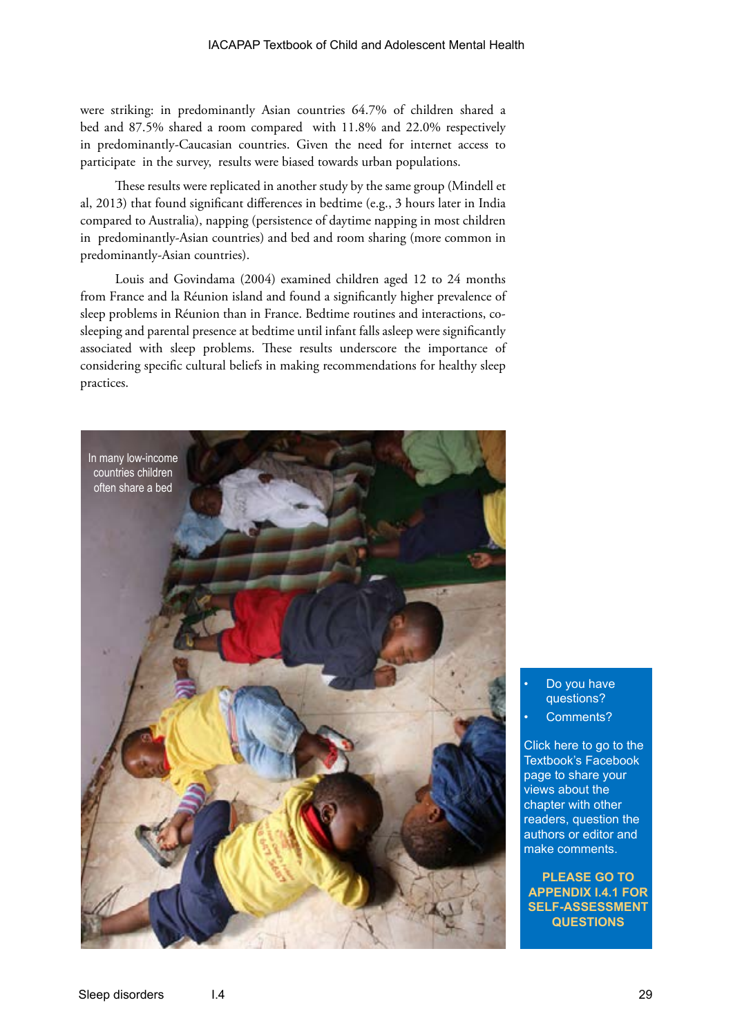were striking: in predominantly Asian countries 64.7% of children shared a bed and 87.5% shared a room compared with 11.8% and 22.0% respectively in predominantly-Caucasian countries. Given the need for internet access to participate in the survey, results were biased towards urban populations.

These results were replicated in another study by the same group (Mindell et al, 2013) that found significant differences in bedtime (e.g., 3 hours later in India compared to Australia), napping (persistence of daytime napping in most children in predominantly-Asian countries) and bed and room sharing (more common in predominantly-Asian countries).

Louis and Govindama (2004) examined children aged 12 to 24 months from France and la Réunion island and found a significantly higher prevalence of sleep problems in Réunion than in France. Bedtime routines and interactions, co-sleeping and parental presence at bedtime until infant falls asleep were significantly associated with sleep problems. These results underscore the importance of considering specific cultural beliefs in making recommendations for healthy sleep practices.

In many low-income countries children often share a bed

- Do you have questions?
- Comments?

Click here to go to the Textbook's Facebook page to share your views about the chapter with other readers, question the authors or editor and make comments.

**PLEASE GO TO APPENDIX I.4.1 FOR SELF-ASSESSMENT QUESTIONS**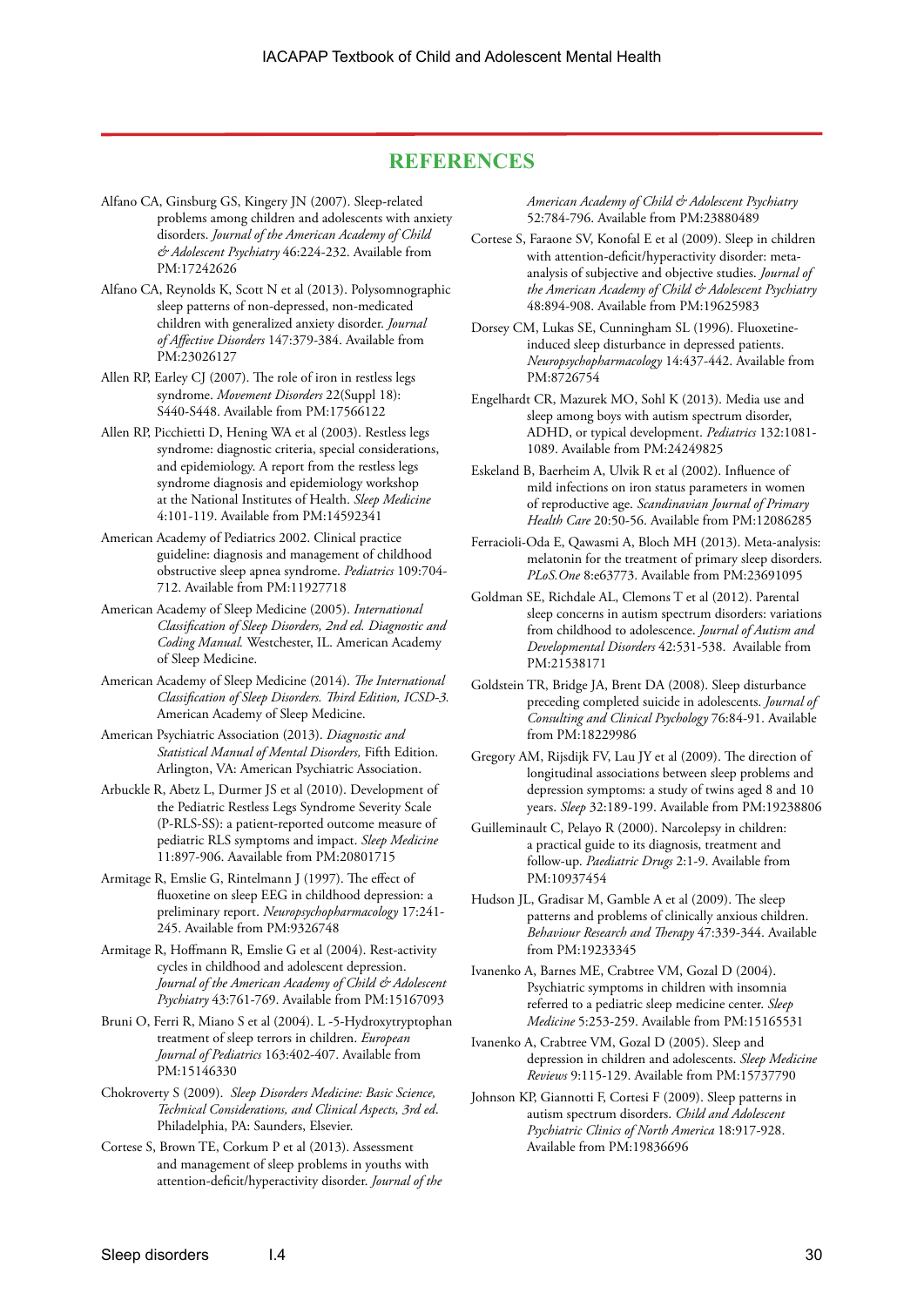## REFERENCES

Alfano CA, Ginsburg GS, Kingery JN (2007). Sleep-related problems among children and adolescents with anxiety disorders. *Journal of the American Academy of Child & Adolescent Psychiatry* 46:224-232. Available from PM:17242626

Alfano CA, Reynolds K, Scott N et al (2013). Polysomnographic sleep patterns of non-depressed, non-medicated children with generalized anxiety disorder. *Journal of Affective Disorders* 147:379-384. Available from PM:23026127

Allen RP, Earley CJ (2007). The role of iron in restless legs syndrome. *Movement Disorders* 22(Suppl 18): S440-S448. Available from PM:17566122

Allen RP, Picchietti D, Hening WA et al (2003). Restless legs syndrome: diagnostic criteria, special considerations, and epidemiology. A report from the restless legs syndrome diagnosis and epidemiology workshop at the National Institutes of Health. *Sleep Medicine* 4:101-119. Available from PM:14592341

American Academy of Pediatrics 2002. Clinical practice guideline: diagnosis and management of childhood obstructive sleep apnea syndrome. *Pediatrics* 109:704-712. Available from PM:11927718

American Academy of Sleep Medicine (2005). *International Classification of Sleep Disorders, 2nd ed. Diagnostic and Coding Manual.* Westchester, IL. American Academy of Sleep Medicine.

American Academy of Sleep Medicine (2014). *The International Classification of Sleep Disorders. Third Edition, ICSD-3.* American Academy of Sleep Medicine.

American Psychiatric Association (2013). *Diagnostic and Statistical Manual of Mental Disorders,* Fifth Edition. Arlington, VA: American Psychiatric Association.

Arbuckle R, Abetz L, Durmer JS et al (2010). Development of the Pediatric Restless Legs Syndrome Severity Scale (P-RLS-SS): a patient-reported outcome measure of pediatric RLS symptoms and impact. *Sleep Medicine* 11:897-906. Aavailable from PM:20801715

Armitage R, Emslie G, Rintelmann J (1997). The effect of fluoxetine on sleep EEG in childhood depression: a preliminary report. *Neuropsychopharmacology* 17:241-245. Available from PM:9326748

Armitage R, Hoffmann R, Emslie G et al (2004). Rest-activity cycles in childhood and adolescent depression. *Journal of the American Academy of Child & Adolescent Psychiatry* 43:761-769. Available from PM:15167093

Bruni O, Ferri R, Miano S et al (2004). L -5-Hydroxytryptophan treatment of sleep terrors in children. *European Journal of Pediatrics* 163:402-407. Available from PM:15146330

Chokroverty S (2009). *Sleep Disorders Medicine: Basic Science, Technical Considerations, and Clinical Aspects, 3rd ed*. Philadelphia, PA: Saunders, Elsevier.

Cortese S, Brown TE, Corkum P et al (2013). Assessment and management of sleep problems in youths with attention-deficit/hyperactivity disorder. *Journal of the American Academy of Child & Adolescent Psychiatry* 52:784-796. Available from PM:23880489

Cortese S, Faraone SV, Konofal E et al (2009). Sleep in children with attention-deficit/hyperactivity disorder: meta-analysis of subjective and objective studies. *Journal of the American Academy of Child & Adolescent Psychiatry* 48:894-908. Available from PM:19625983

Dorsey CM, Lukas SE, Cunningham SL (1996). Fluoxetine-induced sleep disturbance in depressed patients. *Neuropsychopharmacology* 14:437-442. Available from PM:8726754

Engelhardt CR, Mazurek MO, Sohl K (2013). Media use and sleep among boys with autism spectrum disorder, ADHD, or typical development. *Pediatrics* 132:1081-1089. Available from PM:24249825

Eskeland B, Baerheim A, Ulvik R et al (2002). Influence of mild infections on iron status parameters in women of reproductive age. *Scandinavian Journal of Primary Health Care* 20:50-56. Available from PM:12086285

Ferracioli-Oda E, Qawasmi A, Bloch MH (2013). Meta-analysis: melatonin for the treatment of primary sleep disorders. *PLoS.One* 8:e63773. Available from PM:23691095

Goldman SE, Richdale AL, Clemons T et al (2012). Parental sleep concerns in autism spectrum disorders: variations from childhood to adolescence. *Journal of Autism and Developmental Disorders* 42:531-538. Available from PM:21538171

Goldstein TR, Bridge JA, Brent DA (2008). Sleep disturbance preceding completed suicide in adolescents. *Journal of Consulting and Clinical Psychology* 76:84-91. Available from PM:18229986

Gregory AM, Rijsdijk FV, Lau JY et al (2009). The direction of longitudinal associations between sleep problems and depression symptoms: a study of twins aged 8 and 10 years. *Sleep* 32:189-199. Available from PM:19238806

Guilleminault C, Pelayo R (2000). Narcolepsy in children: a practical guide to its diagnosis, treatment and follow-up. *Paediatric Drugs* 2:1-9. Available from PM:10937454

Hudson JL, Gradisar M, Gamble A et al (2009). The sleep patterns and problems of clinically anxious children. *Behaviour Research and Therapy* 47:339-344. Available from PM:19233345

Ivanenko A, Barnes ME, Crabtree VM, Gozal D (2004). Psychiatric symptoms in children with insomnia referred to a pediatric sleep medicine center. *Sleep Medicine* 5:253-259. Available from PM:15165531

Ivanenko A, Crabtree VM, Gozal D (2005). Sleep and depression in children and adolescents. *Sleep Medicine Reviews* 9:115-129. Available from PM:15737790

Johnson KP, Giannotti F, Cortesi F (2009). Sleep patterns in autism spectrum disorders. *Child and Adolescent Psychiatric Clinics of North America* 18:917-928. Available from PM:19836696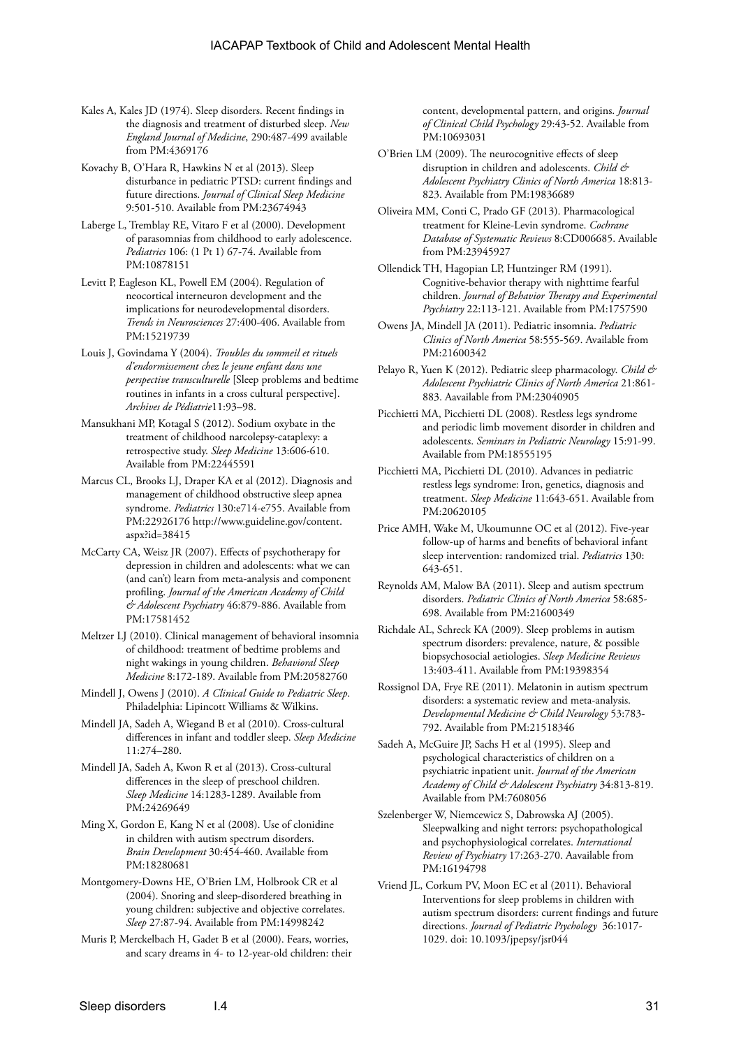Kales A, Kales JD (1974). Sleep disorders. Recent findings in the diagnosis and treatment of disturbed sleep. *New England Journal of Medicine*, 290:487-499 available from PM:4369176

Kovachy B, O'Hara R, Hawkins N et al (2013). Sleep disturbance in pediatric PTSD: current findings and future directions. *Journal of Clinical Sleep Medicine* 9:501-510. Available from PM:23674943

Laberge L, Tremblay RE, Vitaro F et al (2000). Development of parasomnias from childhood to early adolescence. *Pediatrics* 106: (1 Pt 1) 67-74. Available from PM:10878151

Levitt P, Eagleson KL, Powell EM (2004). Regulation of neocortical interneuron development and the implications for neurodevelopmental disorders. *Trends in Neurosciences* 27:400-406. Available from PM:15219739

Louis J, Govindama Y (2004). *Troubles du sommeil et rituels d'endormissement chez le jeune enfant dans une perspective transculturelle* [Sleep problems and bedtime routines in infants in a cross cultural perspective]. *Archives de Pédiatrie*11:93–98.

Mansukhani MP, Kotagal S (2012). Sodium oxybate in the treatment of childhood narcolepsy-cataplexy: a retrospective study. *Sleep Medicine* 13:606-610. Available from PM:22445591

Marcus CL, Brooks LJ, Draper KA et al (2012). Diagnosis and management of childhood obstructive sleep apnea syndrome. *Pediatrics* 130:e714-e755. Available from PM:22926176 http://www.guideline.gov/content.aspx?id=38415

McCarty CA, Weisz JR (2007). Effects of psychotherapy for depression in children and adolescents: what we can (and can't) learn from meta-analysis and component profiling. *Journal of the American Academy of Child & Adolescent Psychiatry* 46:879-886. Available from PM:17581452

Meltzer LJ (2010). Clinical management of behavioral insomnia of childhood: treatment of bedtime problems and night wakings in young children. *Behavioral Sleep Medicine* 8:172-189. Available from PM:20582760

Mindell J, Owens J (2010). *A Clinical Guide to Pediatric Sleep*. Philadelphia: Lipincott Williams & Wilkins.

Mindell JA, Sadeh A, Wiegand B et al (2010). Cross-cultural differences in infant and toddler sleep. *Sleep Medicine* 11:274–280.

Mindell JA, Sadeh A, Kwon R et al (2013). Cross-cultural differences in the sleep of preschool children. *Sleep Medicine* 14:1283-1289. Available from PM:24269649

Ming X, Gordon E, Kang N et al (2008). Use of clonidine in children with autism spectrum disorders. *Brain Development* 30:454-460. Available from PM:18280681

Montgomery-Downs HE, O'Brien LM, Holbrook CR et al (2004). Snoring and sleep-disordered breathing in young children: subjective and objective correlates. *Sleep* 27:87-94. Available from PM:14998242

Muris P, Merckelbach H, Gadet B et al (2000). Fears, worries, and scary dreams in 4- to 12-year-old children: their content, developmental pattern, and origins. *Journal of Clinical Child Psychology* 29:43-52. Available from PM:10693031

O'Brien LM (2009). The neurocognitive effects of sleep disruption in children and adolescents. *Child & Adolescent Psychiatry Clinics of North America* 18:813-823. Available from PM:19836689

Oliveira MM, Conti C, Prado GF (2013). Pharmacological treatment for Kleine-Levin syndrome. *Cochrane Database of Systematic Reviews* 8:CD006685. Available from PM:23945927

Ollendick TH, Hagopian LP, Huntzinger RM (1991). Cognitive-behavior therapy with nighttime fearful children. *Journal of Behavior Therapy and Experimental Psychiatry* 22:113-121. Available from PM:1757590

Owens JA, Mindell JA (2011). Pediatric insomnia. *Pediatric Clinics of North America* 58:555-569. Available from PM:21600342

Pelayo R, Yuen K (2012). Pediatric sleep pharmacology. *Child & Adolescent Psychiatric Clinics of North America* 21:861-883. Aavailable from PM:23040905

Picchietti MA, Picchietti DL (2008). Restless legs syndrome and periodic limb movement disorder in children and adolescents. *Seminars in Pediatric Neurology* 15:91-99. Available from PM:18555195

Picchietti MA, Picchietti DL (2010). Advances in pediatric restless legs syndrome: Iron, genetics, diagnosis and treatment. *Sleep Medicine* 11:643-651. Available from PM:20620105

Price AMH, Wake M, Ukoumunne OC et al (2012). Five-year follow-up of harms and benefits of behavioral infant sleep intervention: randomized trial. *Pediatrics* 130: 643-651.

Reynolds AM, Malow BA (2011). Sleep and autism spectrum disorders. *Pediatric Clinics of North America* 58:685-698. Available from PM:21600349

Richdale AL, Schreck KA (2009). Sleep problems in autism spectrum disorders: prevalence, nature, & possible biopsychosocial aetiologies. *Sleep Medicine Reviews* 13:403-411. Available from PM:19398354

Rossignol DA, Frye RE (2011). Melatonin in autism spectrum disorders: a systematic review and meta-analysis. *Developmental Medicine & Child Neurology* 53:783-792. Available from PM:21518346

Sadeh A, McGuire JP, Sachs H et al (1995). Sleep and psychological characteristics of children on a psychiatric inpatient unit. *Journal of the American Academy of Child & Adolescent Psychiatry* 34:813-819. Available from PM:7608056

Szelenberger W, Niemcewicz S, Dabrowska AJ (2005). Sleepwalking and night terrors: psychopathological and psychophysiological correlates. *International Review of Psychiatry* 17:263-270. Aavailable from PM:16194798

Vriend JL, Corkum PV, Moon EC et al (2011). Behavioral Interventions for sleep problems in children with autism spectrum disorders: current findings and future directions. *Journal of Pediatric Psychology* 36:1017-1029. doi: 10.1093/jpepsy/jsr044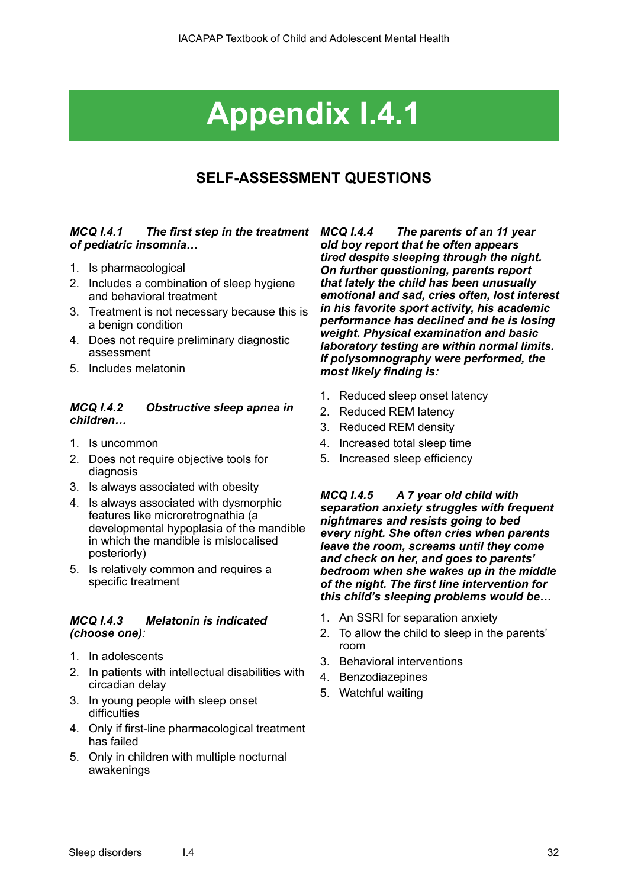# Appendix I.4.1

## SELF-ASSESSMENT QUESTIONS

***MCQ I.4.1 The first step in the treatment of pediatric insomnia…***

1. Is pharmacological
2. Includes a combination of sleep hygiene and behavioral treatment
3. Treatment is not necessary because this is a benign condition
4. Does not require preliminary diagnostic assessment
5. Includes melatonin

***MCQ I.4.2 Obstructive sleep apnea in children…***

1. Is uncommon
2. Does not require objective tools for diagnosis
3. Is always associated with obesity
4. Is always associated with dysmorphic features like microretrognathia (a developmental hypoplasia of the mandible in which the mandible is mislocalised posteriorly)
5. Is relatively common and requires a specific treatment

***MCQ I.4.3 Melatonin is indicated (choose one)***:

1. In adolescents
2. In patients with intellectual disabilities with circadian delay
3. In young people with sleep onset difficulties
4. Only if first-line pharmacological treatment has failed
5. Only in children with multiple nocturnal awakenings

***MCQ I.4.4 The parents of an 11 year old boy report that he often appears tired despite sleeping through the night. On further questioning, parents report that lately the child has been unusually emotional and sad, cries often, lost interest in his favorite sport activity, his academic performance has declined and he is losing weight. Physical examination and basic laboratory testing are within normal limits. If polysomnography were performed, the most likely finding is:***

1. Reduced sleep onset latency
2. Reduced REM latency
3. Reduced REM density
4. Increased total sleep time
5. Increased sleep efficiency

***MCQ I.4.5 A 7 year old child with separation anxiety struggles with frequent nightmares and resists going to bed every night. She often cries when parents leave the room, screams until they come and check on her, and goes to parents' bedroom when she wakes up in the middle of the night. The first line intervention for this child's sleeping problems would be…***

1. An SSRI for separation anxiety
2. To allow the child to sleep in the parents' room
3. Behavioral interventions
4. Benzodiazepines
5. Watchful waiting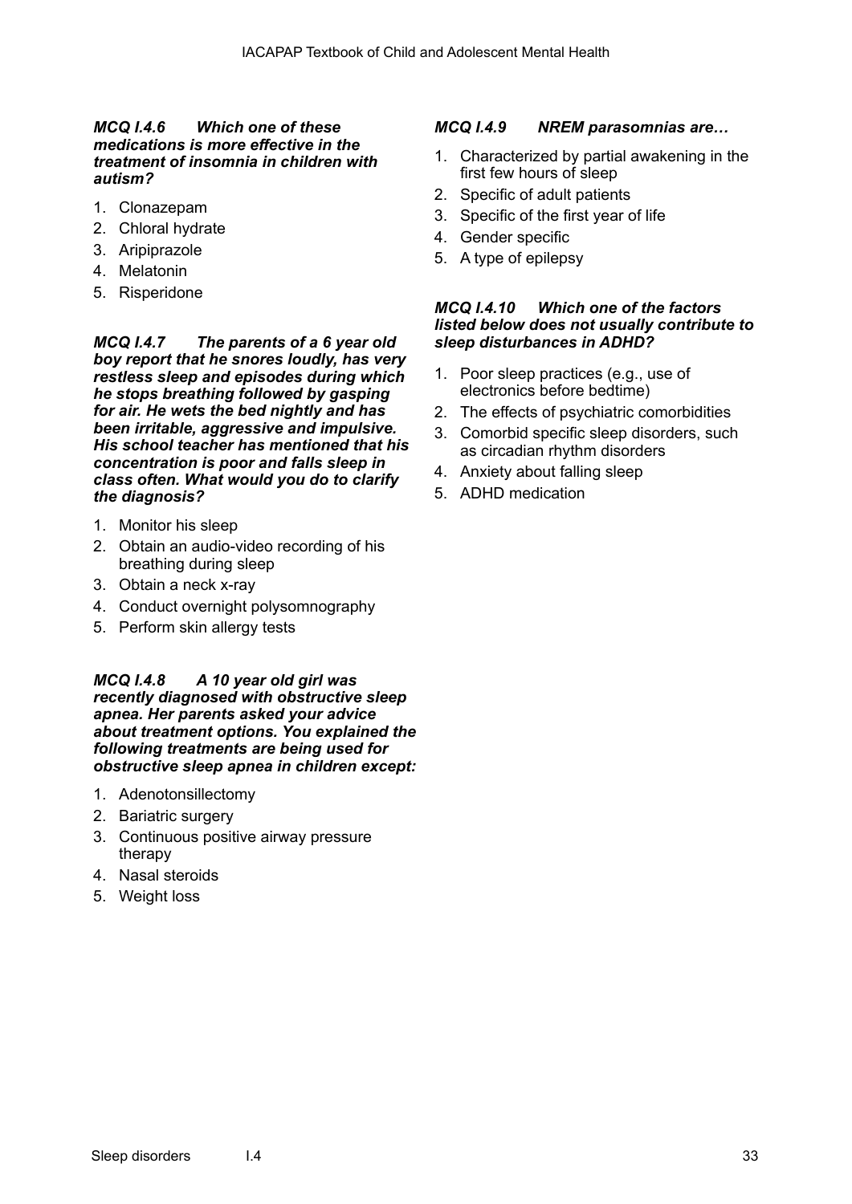***MCQ I.4.6 Which one of these medications is more effective in the treatment of insomnia in children with autism?***

1. Clonazepam
2. Chloral hydrate
3. Aripiprazole
4. Melatonin
5. Risperidone

***MCQ I.4.7 The parents of a 6 year old boy report that he snores loudly, has very restless sleep and episodes during which he stops breathing followed by gasping for air. He wets the bed nightly and has been irritable, aggressive and impulsive. His school teacher has mentioned that his concentration is poor and falls sleep in class often. What would you do to clarify the diagnosis?***

1. Monitor his sleep
2. Obtain an audio-video recording of his breathing during sleep
3. Obtain a neck x-ray
4. Conduct overnight polysomnography
5. Perform skin allergy tests

***MCQ I.4.8 A 10 year old girl was recently diagnosed with obstructive sleep apnea. Her parents asked your advice about treatment options. You explained the following treatments are being used for obstructive sleep apnea in children except:***

1. Adenotonsillectomy
2. Bariatric surgery
3. Continuous positive airway pressure therapy
4. Nasal steroids
5. Weight loss

***MCQ I.4.9 NREM parasomnias are…***

1. Characterized by partial awakening in the first few hours of sleep
2. Specific of adult patients
3. Specific of the first year of life
4. Gender specific
5. A type of epilepsy

***MCQ I.4.10 Which one of the factors listed below does not usually contribute to sleep disturbances in ADHD?***

1. Poor sleep practices (e.g., use of electronics before bedtime)
2. The effects of psychiatric comorbidities
3. Comorbid specific sleep disorders, such as circadian rhythm disorders
4. Anxiety about falling sleep
5. ADHD medication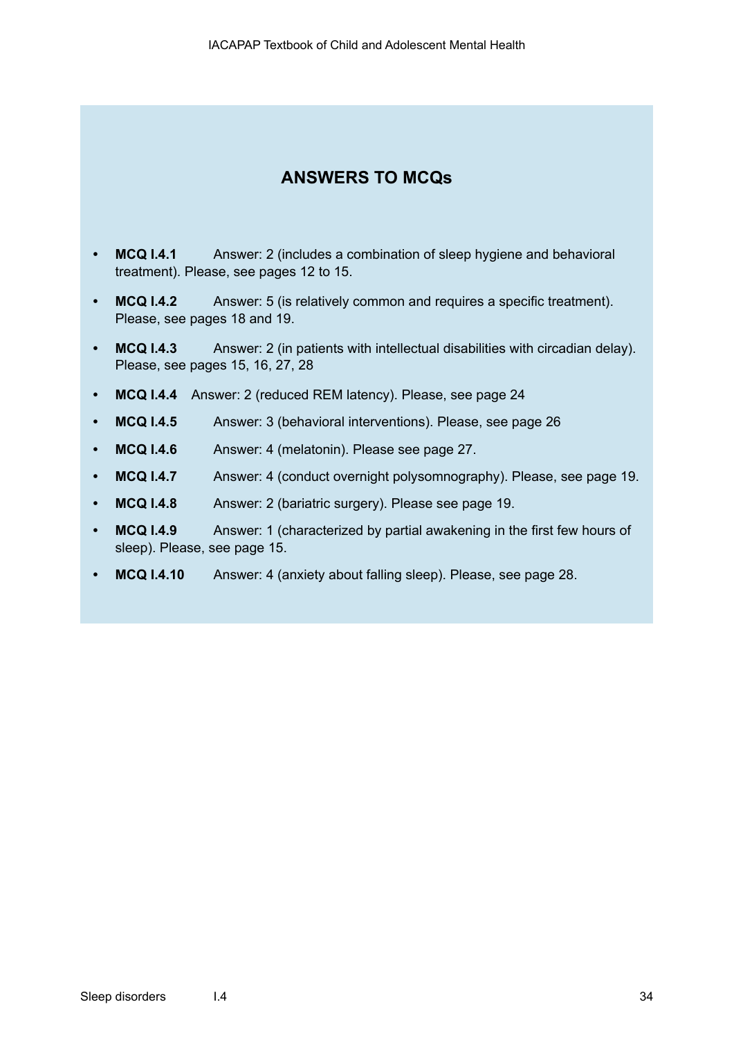## ANSWERS TO MCQs

- **MCQ I.4.1** Answer: 2 (includes a combination of sleep hygiene and behavioral treatment). Please, see pages 12 to 15.
- **MCQ I.4.2** Answer: 5 (is relatively common and requires a specific treatment). Please, see pages 18 and 19.
- **MCQ I.4.3** Answer: 2 (in patients with intellectual disabilities with circadian delay). Please, see pages 15, 16, 27, 28
- **MCQ I.4.4** Answer: 2 (reduced REM latency). Please, see page 24
- **MCQ I.4.5** Answer: 3 (behavioral interventions). Please, see page 26
- **MCQ I.4.6** Answer: 4 (melatonin). Please see page 27.
- **MCQ I.4.7** Answer: 4 (conduct overnight polysomnography). Please, see page 19.
- **MCQ I.4.8** Answer: 2 (bariatric surgery). Please see page 19.
- **MCQ I.4.9** Answer: 1 (characterized by partial awakening in the first few hours of sleep). Please, see page 15.
- **MCQ I.4.10** Answer: 4 (anxiety about falling sleep). Please, see page 28.